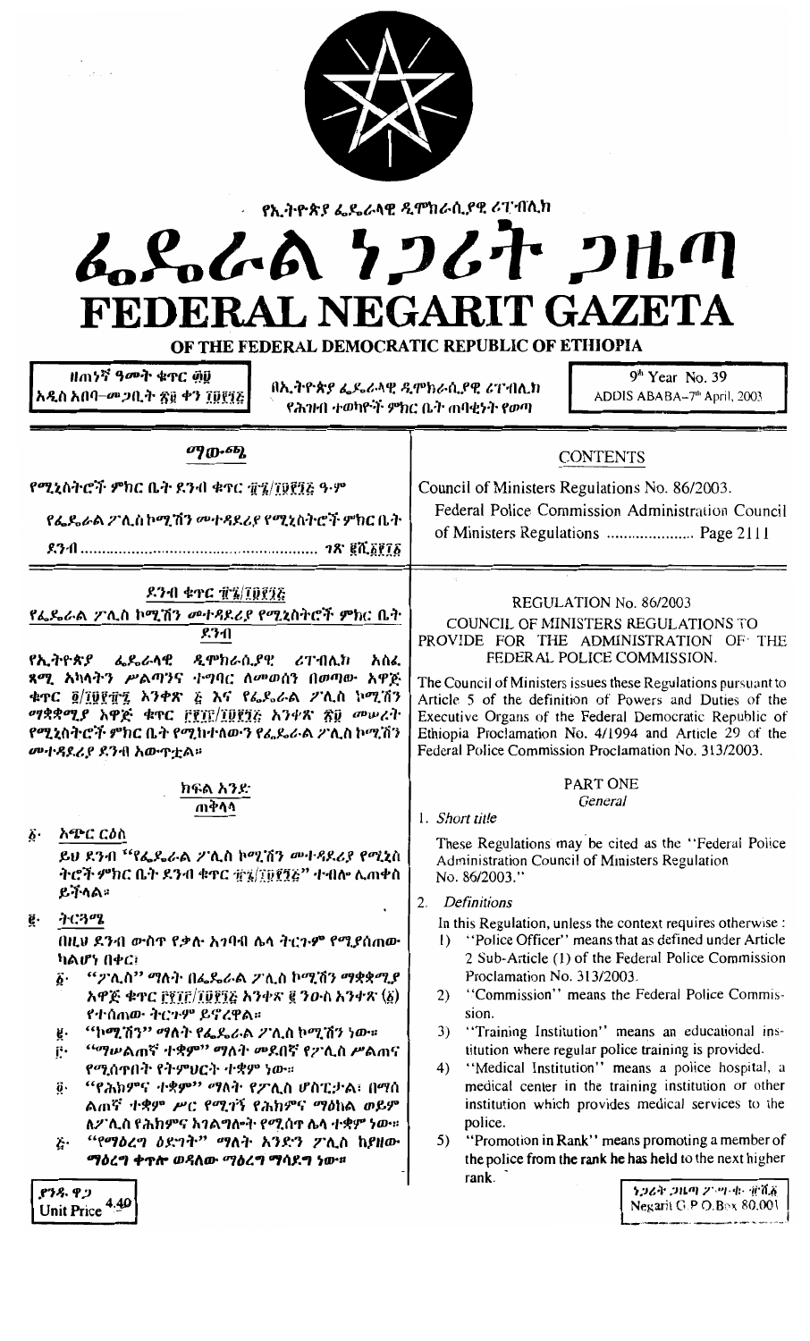የኢትዮጵያ ፌዴራላዊ ዲሞክራሲያዊ ሪፐብሊክ

# ፌዴራል ነጋሪት ጋዜጣ

# FEDERAL NEGARIT GAZETA

## OF THE FEDERAL DEMOCRATIC REPUBLIC OF ETHIOPIA

ዘጠነኛ ዓመት ቁጥር ፴፱
አዲስ አበባ—መጋቢት ፳፱ ቀን ፲፱፻፺፭

በኢትዮጵያ ፌዴራላዊ ዲሞክራሲያዊ ሪፐብሊክ የሕዝብ ተወካዮች ምክር ቤት ጠባቂነት የወጣ

9th Year No. 39
ADDIS ABABA-7th April, 2003

## ማውጫ

የሚኒስትሮች ምክር ቤት ደንብ ቁጥር ፹፮/፲፱፻፺፭ ዓ.ም

የፌዴራል ፖሊስ ኮሚሽን መተዳደሪያ የሚኒስትሮች ምክር ቤት ደንብ ...................................... ገጽ ፪ሺ፩፻፲፩

## CONTENTS

Council of Ministers Regulations No. 86/2003.

Federal Police Commission Administration Council of Ministers Regulations ..................... Page 2111

### ደንብ ቁጥር ፹፮/፲፱፻፺፭

### የፌዴራል ፖሊስ ኮሚሽን መተዳደሪያ የሚኒስትሮች ምክር ቤት ደንብ

የኢትዮጵያ ፌዴራላዊ ዲሞክራሲያዊ ሪፐብሊክ አስፈጻሚ አካላትን ሥልጣንና ተግባር ለመወሰን በወጣው አዋጅ ቁጥር ፬/፲፱፻፹፯ አንቀጽ ፭ እና የፌዴራል ፖሊስ ኮሚሽን ማቋቋሚያ አዋጅ ቁጥር ፫፻፲፫/፲፱፻፺፭ አንቀጽ ፳፱ መሠረት የሚኒስትሮች ምክር ቤት የሚከተለውን የፌዴራል ፖሊስ ኮሚሽን መተዳደሪያ ደንብ አውጥቷል።

#### ክፍል አንድ
#### ጠቅላላ

፩· አጭር ርዕስ

ይህ ደንብ "የፌዴራል ፖሊስ ኮሚሽን መተዳደሪያ የሚኒስትሮች ምክር ቤት ደንብ ቁጥር ፹፮/፲፱፻፺፭" ተብሎ ሊጠቀስ ይችላል።

፪· ትርጓሜ

በዚህ ደንብ ውስጥ የቃሉ አገባብ ሌላ ትርጉም የሚያሰጠው ካልሆነ በቀር፣

፩· "ፖሊስ" ማለት በፌዴራል ፖሊስ ኮሚሽን ማቋቋሚያ አዋጅ ቁጥር ፫፻፲፫/፲፱፻፺፭ አንቀጽ ፪ ንዑስ አንቀጽ (፩) የተሰጠው ትርጉም ይኖረዋል።

፪· "ኮሚሽን" ማለት የፌዴራል ፖሊስ ኮሚሽን ነው።

፫· "ማሠልጠኛ ተቋም" ማለት መደበኛ የፖሊስ ሥልጠና የሚሰጥበት የትምህርት ተቋም ነው።

፬· "የሕክምና ተቋም" ማለት የፖሊስ ሆስፒታል፣ በማሰልጠኛ ተቋም ሥር የሚገኝ የሕክምና ማዕከል ወይም ለፖሊስ የሕክምና አገልግሎት የሚሰጥ ሌላ ተቋም ነው።

፭· "የማዕረግ ዕድገት" ማለት አንድን ፖሊስ ከያዘው ማዕረግ ቀጥሎ ወዳለው ማዕረግ ማሳደግ ነው።

### REGULATION No. 86/2003

### COUNCIL OF MINISTERS REGULATIONS TO PROVIDE FOR THE ADMINISTRATION OF THE FEDERAL POLICE COMMISSION.

The Council of Ministers issues these Regulations pursuant to Article 5 of the definition of Powers and Duties of the Executive Organs of the Federal Democratic Republic of Ethiopia Proclamation No. 4/1994 and Article 29 of the Federal Police Commission Proclamation No. 313/2003.

#### PART ONE
#### General

1. *Short title*

These Regulations may be cited as the "Federal Police Administration Council of Ministers Regulation No. 86/2003."

2. *Definitions*

In this Regulation, unless the context requires otherwise :

1) "Police Officer" means that as defined under Article 2 Sub-Article (1) of the Federal Police Commission Proclamation No. 313/2003.
2) "Commission" means the Federal Police Commission.
3) "Training Institution" means an educational institution where regular police training is provided.
4) "Medical Institution" means a police hospital, a medical center in the training institution or other institution which provides medical services to the police.
5) "Promotion in Rank" means promoting a member of the police from the rank he has held to the next higher rank.

ያንዱ ዋጋ
Unit Price 4.40

ነጋሪት ጋዜጣ ፖ·ሣ·ቁ· ፹ሺ፩
Negarit G.P.O.Box 80,001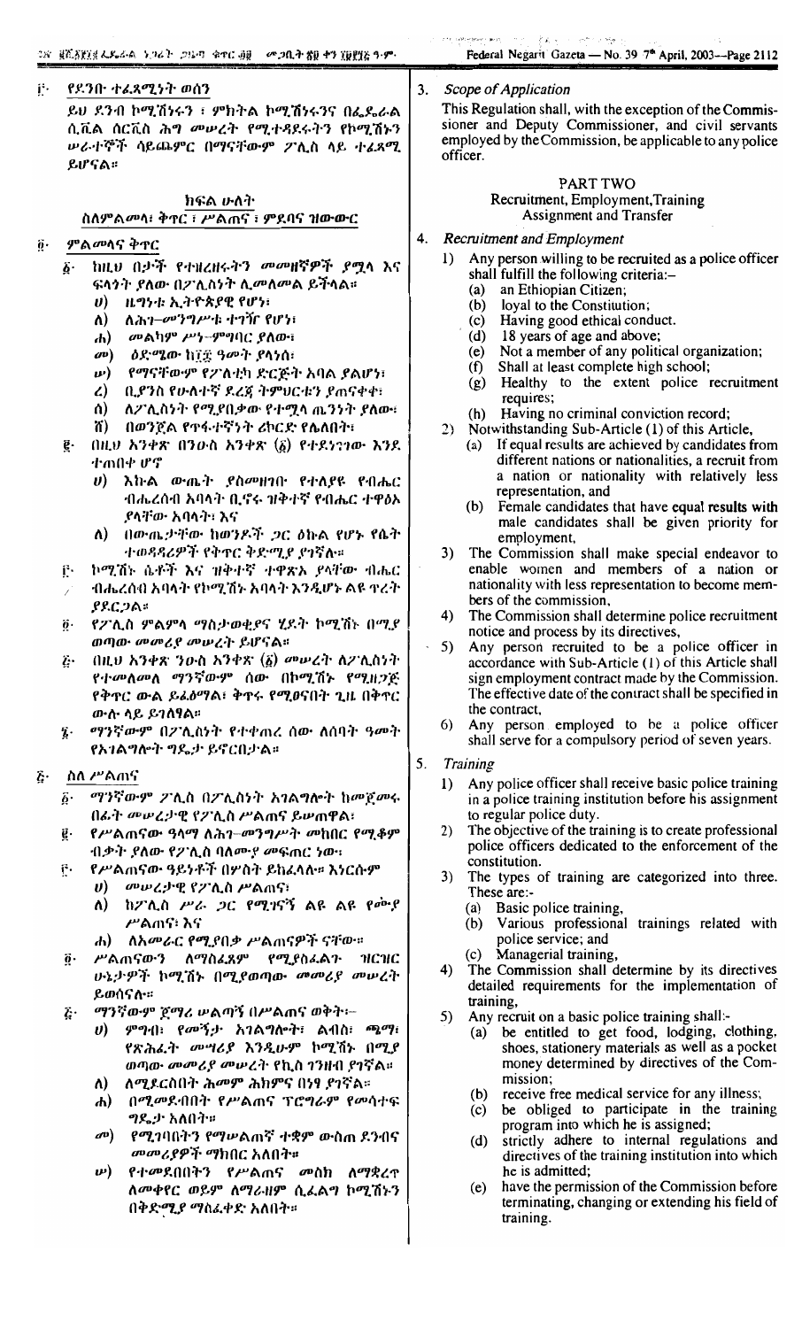፫· የደንቡ ተፈጻሚነት ወሰን

ይህ ደንብ ኮሚሽነሩን ፣ ምክትል ኮሚሽነሩንና በፌዴራል ሲቪል ሰርቪስ ሕግ መሠረት የሚተዳደሩትን የኮሚሽኑን ሠራተኞች ሳይጨምር በማናቸውም ፖሊስ ላይ ተፈጻሚ ይሆናል።

## ክፍል ሁለት
## ስለምልመላ፣ ቅጥር ፣ ሥልጠና ፣ ምደባና ዝውውር

፬· ምልመላና ቅጥር

፩· ከዚህ በታች የተዘረዘሩትን መመዘኛዎች ያሟላ እና ፍላጎት ያለው በፖሊስነት ሊመለመል ይችላል።
- ሀ) ዜግነቱ ኢትዮጵያዊ የሆነ፣
- ለ) ለሕገ-መንግሥቱ ተገዥ የሆነ፣
- ሐ) መልካም ሥነ-ምግባር ያለው፣
- መ) ዕድሜው ከ፲፰ ዓመት ያላነሰ፣
- ሠ) የማናቸውም የፖለቲካ ድርጅት አባል ያልሆነ፣
- ረ) ቢያንስ የሁለተኛ ደረጃ ትምህርቱን ያጠናቀቀ፣
- ሰ) ለፖሊስነት የሚያበቃው የተሟላ ጤንነት ያለው፣
- ሸ) በወንጀል የተፈተኘነት ሪከርድ የሌለበት፣

፪· በዚህ አንቀጽ በንዑስ አንቀጽ (፩) የተደነገገው እንደ ተጠበቀ ሆኖ
- ሀ) እኩል ውጤት ያስመዘገቡ የተለያዩ የብሔር ብሔረሰብ አባላት ቢኖሩ ዝቅተኛ የብሔር ተዋፅኦ ያላቸው አባላት፣ እና
- ለ) በውጤታቸው ከወንዶች ጋር ዕኩል የሆኑ የሴት ተወዳዳሪዎች የቅጥር ቅድሚያ ያገኛሉ።

፫· ኮሚሽኑ ሴቶች እና ዝቅተኛ ተዋጽኦ ያላቸው ብሔር ብሔረሰብ አባላት የኮሚሽኑ አባላት እንዲሆኑ ልዩ ጥረት ያደርጋል።

፬· የፖሊስ ምልምላ ማስታወቂያና ሂደት ኮሚሽኑ በሚያወጣው መመሪያ መሠረት ይሆናል።

፭· በዚህ አንቀጽ ንዑስ አንቀጽ (፩) መሠረት ለፖሊስነት የተመለመለ ማንኛውም ሰው በኮሚሽኑ የሚዘጋጅ የቅጥር ውል ይፈፅማል፣ ቅጥሩ የሚፀናበት ጊዜ በቅጥር ውሉ ላይ ይገለፃል።

፮· ማንኛውም በፖሊስነት የተቀጠረ ሰው ለሰባት ዓመት የአገልግሎት ግዴታ ይኖርበታል።

፭· ስለ ሥልጠና

፩· ማንኛውም ፖሊስ በፖሊስነት አገልግሎት ከመሰማራቱ በፊት መሠረታዊ የፖሊስ ሥልጠና ይወስዳል፣

፪· የሥልጠናው ዓላማ ለሕገ-መንግሥት መከበር የሚቆም ብቃት ያለው የፖሊስ ባለሙያ መፍጠር ነው፣

፫· የሥልጠናው ዓይነቶች በሦስት ይከፈላሉ። እነርሱም
- ሀ) መሠረታዊ የፖሊስ ሥልጠና፣
- ለ) ከፖሊስ ሥራ ጋር የሚገናኝ ልዩ ልዩ የሙያ ሥልጠና፣ እና
- ሐ) ለአመራር የሚያበቃ ሥልጠናዎች ናቸው።

፬· ሥልጠናውን ለማስፈጸም የሚያስፈልጉ ዝርዝር ሁኔታዎች ኮሚሽኑ በሚያወጣው መመሪያ መሠረት ይወሰናሉ።

፭· ማንኛውም ጀማሪ ሠልጣኝ በሥልጠና ወቅት፦
- ሀ) ምግብ፣ የመኝታ አገልግሎት፣ ልብስ፣ ጫማ፣ የጽሕፈት መሣሪያ እንዲሁም ኮሚሽኑ በሚያወጣው መመሪያ መሠረት የኪስ ገንዘብ ያገኛል።
- ለ) ለሚያርስበት ሕመም ሕክምና በነፃ ያገኛል።
- ሐ) በሚመደብበት የሥልጠና ፕሮግራም የመሳተፍ ግዴታ አለበት።
- መ) የሚገባበትን የሥልጠኛ ተቋም ውስጠ ደንብና መመሪያዎች ማክበር አለበት።
- ሠ) የተመደበበትን የሥልጠና መስክ ለማቋረጥ ለመቀየር ወይም ለማራዘም ሲፈልግ ኮሚሽኑን በቅድሚያ ማስፈቀድ አለበት።

3. *Scope of Application*

This Regulation shall, with the exception of the Commissioner and Deputy Commissioner, and civil servants employed by the Commission, be applicable to any police officer.

## PART TWO
## Recruitment, Employment, Training Assignment and Transfer

4. *Recruitment and Employment*

1) Any person willing to be recruited as a police officer shall fulfill the following criteria:-
   - (a) an Ethiopian Citizen;
   - (b) loyal to the Constitution;
   - (c) Having good ethical conduct.
   - (d) 18 years of age and above;
   - (e) Not a member of any political organization;
   - (f) Shall at least complete high school;
   - (g) Healthy to the extent police recruitment requires;
   - (h) Having no criminal conviction record;
2) Notwithstanding Sub-Article (1) of this Article,
   - (a) If equal results are achieved by candidates from different nations or nationalities, a recruit from a nation or nationality with relatively less representation, and
   - (b) Female candidates that have equal results with male candidates shall be given priority for employment,
3) The Commission shall make special endeavor to enable women and members of a nation or nationality with less representation to become members of the commission,
4) The Commission shall determine police recruitment notice and process by its directives,
5) Any person recruited to be a police officer in accordance with Sub-Article (1) of this Article shall sign employment contract made by the Commission. The effective date of the contract shall be specified in the contract,
6) Any person employed to be a police officer shall serve for a compulsory period of seven years.

5. *Training*

1) Any police officer shall receive basic police training in a police training institution before his assignment to regular police duty.
2) The objective of the training is to create professional police officers dedicated to the enforcement of the constitution.
3) The types of training are categorized into three. These are:-
   - (a) Basic police training,
   - (b) Various professional trainings related with police service; and
   - (c) Managerial training,
4) The Commission shall determine by its directives detailed requirements for the implementation of training,
5) Any recruit on a basic police training shall:-
   - (a) be entitled to get food, lodging, clothing, shoes, stationery materials as well as a pocket money determined by directives of the Commission;
   - (b) receive free medical service for any illness;
   - (c) be obliged to participate in the training program into which he is assigned;
   - (d) strictly adhere to internal regulations and directives of the training institution into which he is admitted;
   - (e) have the permission of the Commission before terminating, changing or extending his field of training.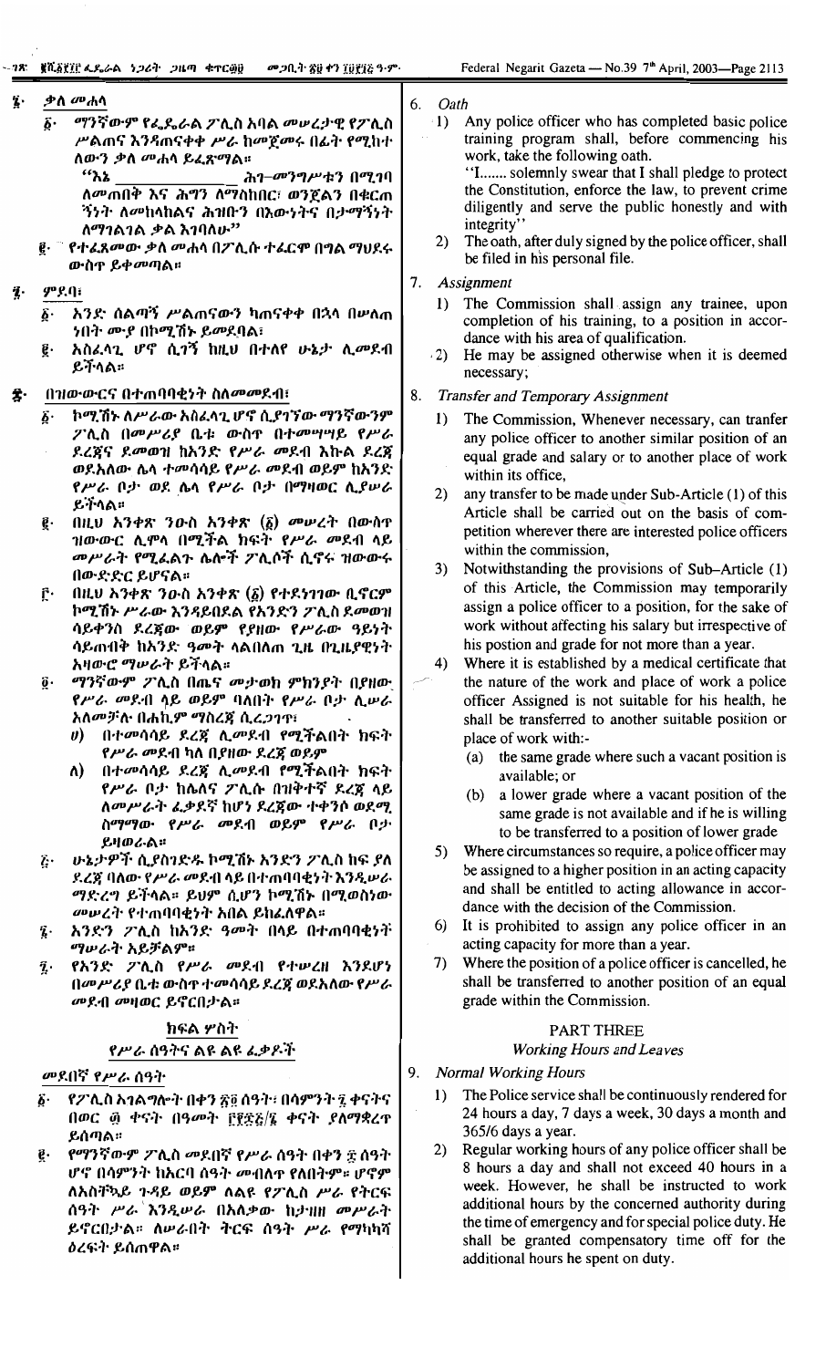## ፮· ቃለ መሐላ

፩· ማንኛውም የፌዴራል ፖሊስ አባል መሠረታዊ የፖሊስ ሥልጠና እንዳጠናቀቀ ሥራ ከመጀመሩ በፊት የሚከተለውን ቃለ መሐላ ይፈጽማል።

"እኔ ________ ሕገ-መንግሥቱን በሚገባ ለመጠበቅ እና ሕግን ለማስከበር፣ ወንጀልን በቁርጠኝነት ለመከላከልና ሕዝቡን በእውነትና በታማኝነት ለማገልገል ቃል እገባለሁ።"

፪· የተፈጸመው ቃለ መሐላ በፖሊሱ ተፈርሞ በግል ማህደሩ ውስጥ ይቀመጣል።

## ፯· ምደባ፣

፩· አንድ ሰልጣኝ ሥልጠናውን ካጠናቀቀ በኋላ በሠለጠነበት ሙያ በኮሚሽኑ ይመደባል፣

፪· አስፈላጊ ሆኖ ሲገኝ ከዚህ በተለየ ሁኔታ ሊመደብ ይችላል።

## ፰· በዝውውርና በተጠባባቂነት ስለመመደብ፣

፩· ኮሚሽኑ ለሥራው አስፈላጊ ሆኖ ሲያገኘው ማንኛውንም ፖሊስ በመሥሪያ ቤቱ ውስጥ በተመሣሣይ የሥራ ደረጃና ደመወዝ ከአንድ የሥራ መደብ እኩል ደረጃ ወዳለው ሌላ ተመሳሳይ የሥራ መደብ ወይም ከአንድ የሥራ ቦታ ወደ ሌላ የሥራ ቦታ በማዛወር ሊያሠራ ይችላል።

፪· በዚህ አንቀጽ ንዑስ አንቀጽ (፩) መሠረት በውስጥ ዝውውር ሊሞላ በሚችል ክፍት የሥራ መደብ ላይ መሥራት የሚፈልጉ ሌሎች ፖሊሶች ሲኖሩ ዝውውሩ በውድድር ይሆናል።

፫· በዚህ አንቀጽ ንዑስ አንቀጽ (፩) የተደነገገው ቢኖርም ኮሚሽኑ ሥራው እንዳይበደል የአንድን ፖሊስ ደመወዝ ሳይቀንስ ደረጃው ወይም የያዘው የሥራው ዓይነት ሳይጠብቅ ከአንድ ዓመት ላልበለጠ ጊዜ በጊዜያዊነት አዛውሮ ማሠራት ይችላል።

፬· ማንኛውም ፖሊስ በጤና መታወክ ምክንያት በያዘው የሥራ መደብ ላይ ወይም ባለበት የሥራ ቦታ ሊሠራ አለመቻሉ በሐኪም ማስረጃ ሲረጋገጥ፣

ሀ) በተመሳሳይ ደረጃ ሊመደብ የሚችልበት ክፍት የሥራ መደብ ካለ በያዘው ደረጃ ወይም

ለ) በተመሳሳይ ደረጃ ሊመደብ የሚችልበት ክፍት የሥራ ቦታ ከሌለና ፖሊሱ በዝቅተኛ ደረጃ ላይ ለመሥራት ፈቃደኛ ከሆነ ደረጃው ተቀንሶ ወደሚስማማው የሥራ መደብ ወይም የሥራ ቦታ ይዛወራል።

፭· ሁኔታዎች ሲያስገድዱ ኮሚሽኑ አንድን ፖሊስ ከፍ ያለ ደረጃ ባለው የሥራ መደብ ላይ በተጠባባቂነት እንዲሠራ ማድረግ ይችላል። ይህም ሲሆን ኮሚሽኑ በሚወስነው መሠረት የተጠባባቂነት አበል ይከፈለዋል።

፮· አንድን ፖሊስ ከአንድ ዓመት በላይ በተጠባባቂነት ማሠራት አይቻልም።

፯· የአንድ ፖሊስ የሥራ መደብ የተሠረዘ እንደሆነ በመሥሪያ ቤቱ ውስጥ ተመሳሳይ ደረጃ ወዳለው የሥራ መደብ መዛወር ይኖርበታል።

## ክፍል ሦስት
### የሥራ ሰዓትና ልዩ ልዩ ፈቃዶች

#### መደበኛ የሥራ ሰዓት

፩· የፖሊስ አገልግሎት በቀን ፳፬ ሰዓት፣ በሳምንት ፯ ቀናትና በወር ፴ ቀናት በዓመት ፫፻፷፭/፮ ቀናት ያለማቋረጥ ይሰጣል።

፪· የማንኛውም ፖሊስ መደበኛ የሥራ ሰዓት በቀን ፰ ሰዓት ሆኖ በሳምንት ከአርባ ሰዓት መብለጥ የለበትም። ሆኖም ለአስቸኳይ ጉዳይ ወይም ለልዩ የፖሊስ ሥራ የትርፍ ሰዓት ሥራ እንዲሠራ በአለቃው ከታዘዘ መሥራት ይኖርበታል። ለሠራበት ትርፍ ሰዓት ሥራ የማካካሻ ዕረፍት ይሰጠዋል።

6. *Oath*

1) Any police officer who has completed basic police training program shall, before commencing his work, take the following oath.

"I....... solemnly swear that I shall pledge to protect the Constitution, enforce the law, to prevent crime diligently and serve the public honestly and with integrity"

2) The oath, after duly signed by the police officer, shall be filed in his personal file.

7. *Assignment*

1) The Commission shall assign any trainee, upon completion of his training, to a position in accordance with his area of qualification.

2) He may be assigned otherwise when it is deemed necessary;

8. *Transfer and Temporary Assignment*

1) The Commission, Whenever necessary, can tranfer any police officer to another similar position of an equal grade and salary or to another place of work within its office,

2) any transfer to be made under Sub-Article (1) of this Article shall be carried out on the basis of competition wherever there are interested police officers within the commission,

3) Notwithstanding the provisions of Sub–Article (1) of this Article, the Commission may temporarily assign a police officer to a position, for the sake of work without affecting his salary but irrespective of his postion and grade for not more than a year.

4) Where it is established by a medical certificate that the nature of the work and place of work a police officer Assigned is not suitable for his health, he shall be transferred to another suitable position or place of work with:-

(a) the same grade where such a vacant position is available; or

(b) a lower grade where a vacant position of the same grade is not available and if he is willing to be transferred to a position of lower grade

5) Where circumstances so require, a police officer may be assigned to a higher position in an acting capacity and shall be entitled to acting allowance in accordance with the decision of the Commission.

6) It is prohibited to assign any police officer in an acting capacity for more than a year.

7) Where the position of a police officer is cancelled, he shall be transferred to another position of an equal grade within the Commission.

## PART THREE
### *Working Hours and Leaves*

9. *Normal Working Hours*

1) The Police service shall be continuously rendered for 24 hours a day, 7 days a week, 30 days a month and 365/6 days a year.

2) Regular working hours of any police officer shall be 8 hours a day and shall not exceed 40 hours in a week. However, he shall be instructed to work additional hours by the concerned authority during the time of emergency and for special police duty. He shall be granted compensatory time off for the additional hours he spent on duty.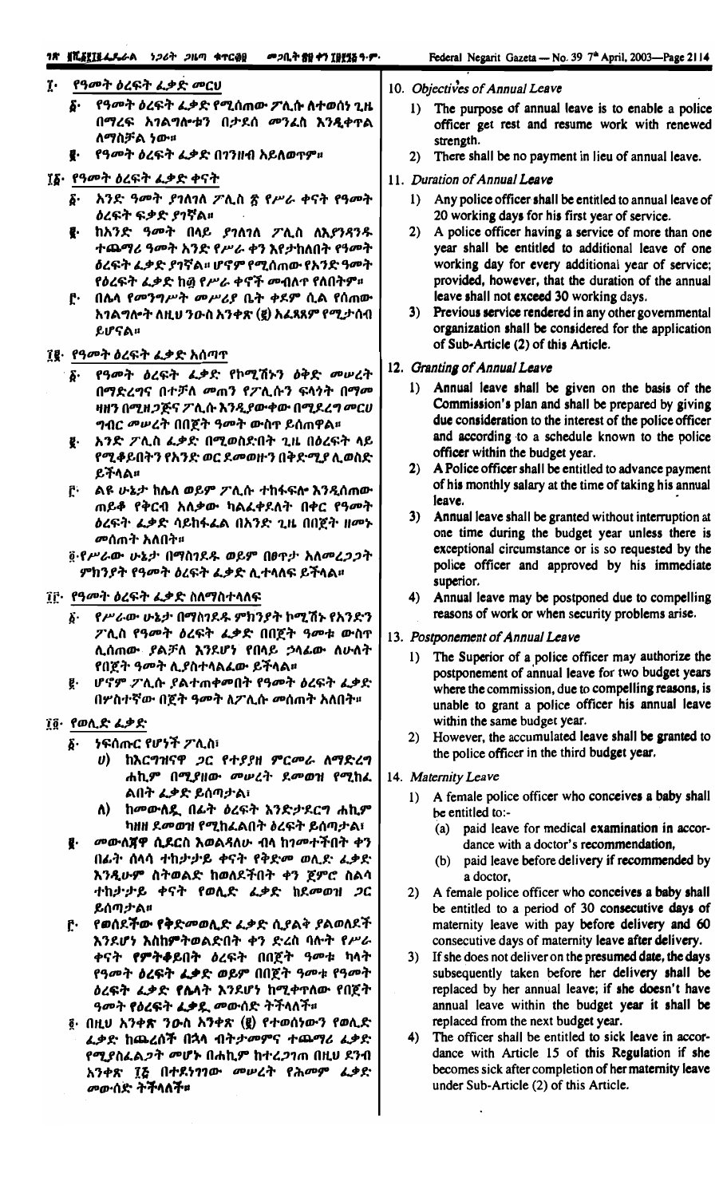፲· የዓመት ዕረፍት ፈቃድ መርህ

፩· የዓመት ዕረፍት ፈቃድ የሚሰጠው ፖሊሱ ለተወሰነ ጊዜ በማረፍ አገልግሎቱን በታደሰ መንፈስ እንዲቀጥል ለማስቻል ነው።

፪· የዓመት ዕረፍት ፈቃድ በገንዘብ አይለወጥም።

፲፩· የዓመት ዕረፍት ፈቃድ ቀናት

፩· አንድ ዓመት ያገለገለ ፖሊስ ፳ የሥራ ቀናት የዓመት ዕረፍት ፍቃድ ያገኛል።

፪· ከአንድ ዓመት በላይ ያገለገለ ፖሊስ ለእያንዳንዱ ተጨማሪ ዓመት አንድ የሥራ ቀን እየታከለበት የዓመት ዕረፍት ፈቃድ ያገኛል። ሆኖም የሚሰጠው የአንድ ዓመት የዕረፍት ፈቃድ ከ፴ የሥራ ቀኖች መብለጥ የለበትም።

፫· በሌላ የመንግሥት መሥሪያ ቤት ቀደም ሲል የሰጠው አገልግሎት ለዚህ ንዑስ አንቀጽ (፪) አፈጻጸም የሚታሰብ ይሆናል።

፲፪· የዓመት ዕረፍት ፈቃድ አሰጣጥ

፩· የዓመት ዕረፍት ፈቃድ የኮሚሽኑን ዕቅድ መሠረት በማድረግና በተቻለ መጠን የፖሊሱን ፍላጎት በማመዛዘን በሚዘጋጅና ፖሊሱ እንዲያውቀው በሚደረግ መርሀ ግብር መሠረት በበጀት ዓመት ውስጥ ይሰጠዋል።

፪· አንድ ፖሊስ ፈቃድ በሚወስድበት ጊዜ በዕረፍት ላይ የሚቆይበትን የአንድ ወር ደመወዙን በቅድሚያ ሊወስድ ይችላል።

፫· ልዩ ሁኔታ ከሌለ ወይም ፖሊሱ ተከፋፍሎ እንዲሰጠው ጠይቆ የቅርብ አለቃው ካልፈቀደለት በቀር የዓመት ዕረፍት ፈቃድ ሳይከፋፈል በአንድ ጊዜ በበጀት ዘመኑ መሰጠት አለበት።

፬·የሥራው ሁኔታ በማስገደዱ ወይም በፀጥታ አለመረጋጋት ምክንያት የዓመት ዕረፍት ፈቃድ ሊተላለፍ ይችላል።

፲፫· የዓመት ዕረፍት ፈቃድ ስለማስተላለፍ

፩· የሥራው ሁኔታ በማስገደዱ ምክንያት ኮሚሽኑ የአንድን ፖሊስ የዓመት ዕረፍት ፈቃድ በበጀቱ ዓመቱ ውስጥ ሊሰጠው ያልቻለ እንደሆነ የበላይ ኃላፊው ለሁለት የበጀት ዓመት ሊያስተላልፈው ይችላል።

፪· ሆኖም ፖሊሱ ያልተጠቀመበት የዓመት ዕረፍት ፈቃድ በሦስተኛው በጀት ዓመት ለፖሊሱ መሰጠት አለበት።

፲፬· የወሊድ ፈቃድ

፩· ነፍሰጡር የሆነች ፖሊስ፣

ሀ) ከእርግዝናዋ ጋር የተያያዘ ምርመራ ለማድረግ ሐኪም በሚያዘው መሠረት ደመወዝ የሚከፈልበት ፈቃድ ይሰጣታል፣

ለ) ከመውለዷ በፊት ዕረፍት እንድታደርግ ሐኪም ካዘዘ ደመወዝ የሚከፈልበት ዕረፍት ይሰጣታል፣

፪· መውለጃዋ ሲደርስ እወልዳለሁ ብላ ከገመተችበት ቀን በፊት ሰላሳ ተከታታይ ቀናት የቅድመ ወሊድ ፈቃድ እንዲሁም ስትወልድ ከወለደችበት ቀን ጀምሮ ስልሳ ተከታታይ ቀናት የወሊድ ፈቃድ ከደመወዝ ጋር ይሰጣታል።

፫· የወሰደችው የቅድመወሊድ ፈቃድ ሲያልቅ ያልወለደች እንደሆነ እስከምትወልድበት ቀን ድረስ ባሉት የሥራ ቀናት የምትቆይበት ዕረፍት በበጀት ዓመቱ ካላት የዓመት ዕረፍት ፈቃድ ወይም በበጀት ዓመቱ የዓመት ዕረፍት ፈቃድ የሌላት እንደሆነ ከሚቀጥለው የበጀት ዓመት የዕረፍት ፈቃዷ መውሰድ ትችላለች።

፬· በዚህ አንቀጽ ንዑስ አንቀጽ (፪) የተወሰነውን የወሊድ ፈቃድ ከጨረሰች በኋላ ብትታመምና ተጨማሪ ፈቃድ የሚያስፈልጋት መሆኑ በሐኪም ከተረጋገጠ በዚህ ደንብ አንቀጽ ፲፭ በተደነገገው መሠረት የሕመም ፈቃድ መውሰድ ትችላለች።

10. Objectives of Annual Leave

1) The purpose of annual leave is to enable a police officer get rest and resume work with renewed strength.

2) There shall be no payment in lieu of annual leave.

11. Duration of Annual Leave

1) Any police officer shall be entitled to annual leave of 20 working days for his first year of service.

2) A police officer having a service of more than one year shall be entitled to additional leave of one working day for every additional year of service; provided, however, that the duration of the annual leave shall not exceed 30 working days.

3) Previous service rendered in any other governmental organization shall be considered for the application of Sub-Article (2) of this Article.

12. Granting of Annual Leave

1) Annual leave shall be given on the basis of the Commission's plan and shall be prepared by giving due consideration to the interest of the police officer and according to a schedule known to the police officer within the budget year.

2) A Police officer shall be entitled to advance payment of his monthly salary at the time of taking his annual leave.

3) Annual leave shall be granted without interruption at one time during the budget year unless there is exceptional circumstance or is so requested by the police officer and approved by his immediate superior.

4) Annual leave may be postponed due to compelling reasons of work or when security problems arise.

13. Postponement of Annual Leave

1) The Superior of a police officer may authorize the postponement of annual leave for two budget years where the commission, due to compelling reasons, is unable to grant a police officer his annual leave within the same budget year.

2) However, the accumulated leave shall be granted to the police officer in the third budget year.

14. Maternity Leave

1) A female police officer who conceives a baby shall be entitled to:-

(a) paid leave for medical examination in accordance with a doctor's recommendation,

(b) paid leave before delivery if recommended by a doctor,

2) A female police officer who conceives a baby shall be entitled to a period of 30 consecutive days of maternity leave with pay before delivery and 60 consecutive days of maternity leave after delivery.

3) If she does not deliver on the presumed date, the days subsequently taken before her delivery shall be replaced by her annual leave; if she doesn't have annual leave within the budget year it shall be replaced from the next budget year.

4) The officer shall be entitled to sick leave in accordance with Article 15 of this Regulation if she becomes sick after completion of her maternity leave under Sub-Article (2) of this Article.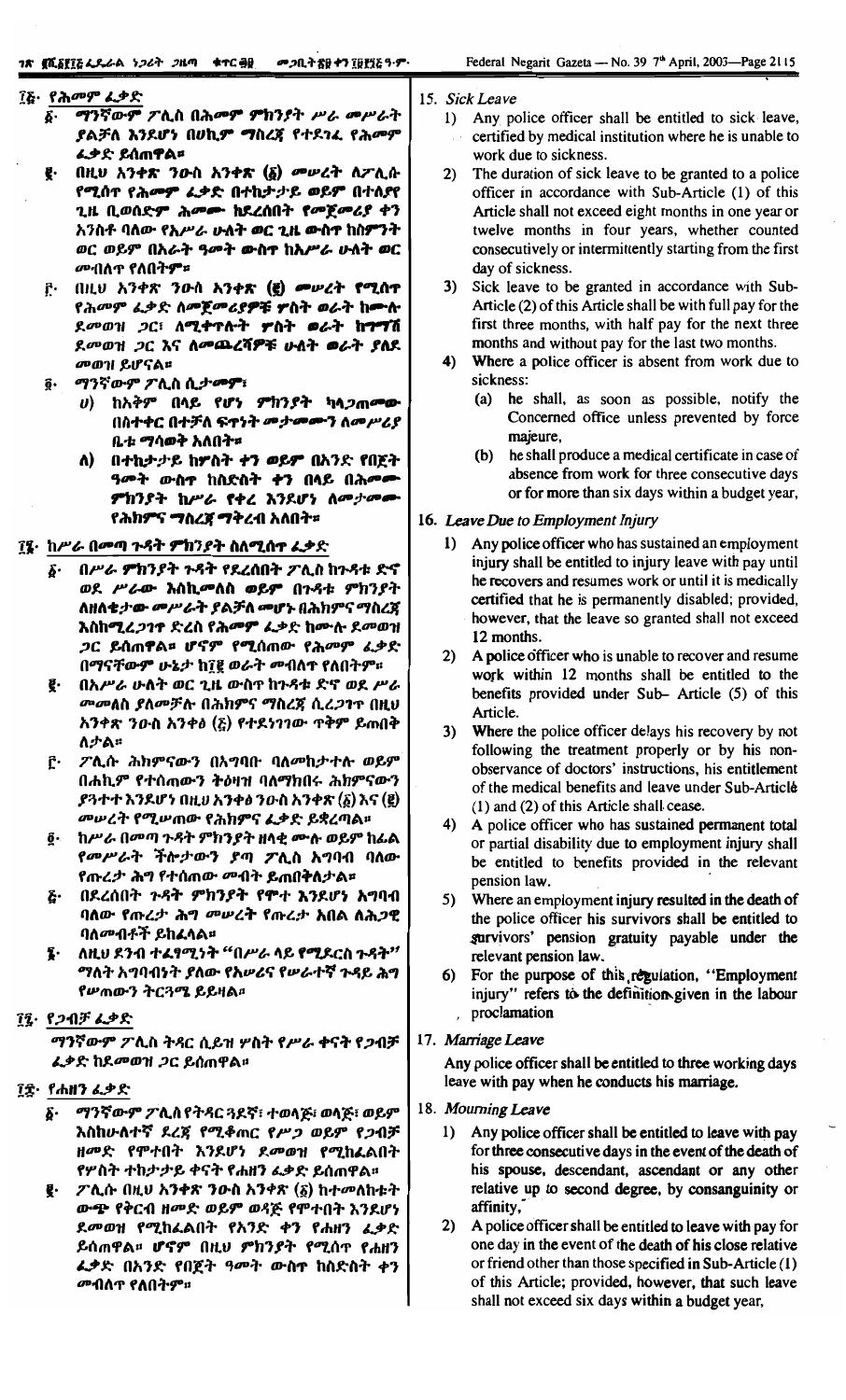፲፭· የሕመም ፈቃድ

፩· ማንኛውም ፖሊስ በሕመም ምክንያት ሥራ መሥራት ያልቻለ እንደሆነ በሀኪም ማስረጃ የተደገፈ የሕመም ፈቃድ ይሰጠዋል።

፪· በዚህ አንቀጽ ንዑስ አንቀጽ (፩) መሠረት ለፖሊሱ የሚሰጥ የሕመም ፈቃድ በተከታታይ ወይም በተለያየ ጊዜ ቢወሰድም ሕመሙ ከደረሰበት የመጀመሪያ ቀን አንስቶ ባለው የአሥራ ሁለት ወር ጊዜ ውስጥ ከስምንት ወር ወይም በአራት ዓመት ውስጥ ከአሥራ ሁለት ወር መብለጥ የለበትም።

፫· በዚህ አንቀጽ ንዑስ አንቀጽ (፪) መሠረት የሚሰጥ የሕመም ፈቃድ ለመጀመሪያዎቹ ሦስት ወራት ከሙሉ ደመወዝ ጋር፣ ለሚቀጥሉት ሦስት ወራት ከግማሽ ደመወዝ ጋር እና ለመጨረሻዎቹ ሁለት ወራት ያለደመወዝ ይሆናል።

፬· ማንኛውም ፖሊስ ሲታመም፣

ሀ) ከአቅም በላይ የሆነ ምክንያት ካላጋጠመው በስተቀር በተቻለ ፍጥነት መታመሙን ለመሥሪያ ቤቱ ማሳወቅ አለበት።

ለ) በተከታታይ ከሦስት ቀን ወይም በአንድ የበጀት ዓመት ውስጥ ከስድስት ቀን በላይ በሕመም ምክንያት ከሥራ የቀረ እንደሆነ ለመታመሙ የሕክምና ማስረጃ ማቅረብ አለበት።

፲፮· ከሥራ በመጣ ጉዳት ምክንያት ስለሚሰጥ ፈቃድ

፩· በሥራ ምክንያት ጉዳት የደረሰበት ፖሊስ ከጉዳቱ ድኖ ወደ ሥራው እስኪመለስ ወይም በጉዳቱ ምክንያት ለዘለቄታው መሥራት ያልቻለ መሆኑ በሕክምና ማስረጃ እስከሚረጋገጥ ድረስ የሕመም ፈቃድ ከሙሉ ደመወዝ ጋር ይሰጠዋል። ሆኖም የሚሰጠው የሕመም ፈቃድ በማናቸውም ሁኔታ ከ፲፪ ወራት መብለጥ የለበትም።

፪· በአሥራ ሁለት ወር ጊዜ ውስጥ ከጉዳቱ ድኖ ወደ ሥራ መመለስ ያለመቻሉ በሕክምና ማስረጃ ሲረጋገጥ በዚህ አንቀጽ ንዑስ አንቀፅ (፭) የተደነገገው ጥቅም ይጠበቅለታል።

፫· ፖሊሱ ሕክምናውን በአግባቡ ባለመከታተሉ ወይም በሐኪም የተሰጠውን ትዕዛዝ ባለማክበሩ ሕክምናውን ያጓተተ እንደሆነ በዚህ አንቀፅ ንዑስ አንቀጽ (፩) እና (፪) መሠረት የሚሠጠው የሕክምና ፈቃድ ይቋረጣል።

፬· ከሥራ በመጣ ጉዳት ምክንያት ዘላቂ ሙሉ ወይም ከፊል የመሥራት ችሎታውን ያጣ ፖሊስ አግባብ ባለው የጡረታ ሕግ የተሰጠው መብት ይጠበቅለታል።

፭· በደረሰበት ጉዳት ምክንያት የሞተ እንደሆነ አግባብ ባለው የጡረታ ሕግ መሠረት የጡረታ አበል ለሕጋዊ ባለመብቶች ይከፈላል።

፮· ለዚህ ደንብ ተፈፃሚነት "በሥራ ላይ የሚደርስ ጉዳት" ማለት አግባብነት ያለው የአሠሪና የሠራተኛ ጉዳይ ሕግ የሠጠውን ትርጓሜ ይይዛል።

፲፯· የጋብቻ ፈቃድ

ማንኛውም ፖሊስ ትዳር ሲይዝ ሦስት የሥራ ቀናት የጋብቻ ፈቃድ ከደመወዝ ጋር ይሰጠዋል።

፲፰· የሐዘን ፈቃድ

፩· ማንኛውም ፖሊስ የትዳር ጓደኛ፣ ተወላጅ፣ ወላጅ፣ ወይም እስከሁለተኛ ደረጃ የሚቆጠር የሥጋ ወይም የጋብቻ ዘመድ የሞተበት እንደሆነ ደመወዝ የሚከፈልበት የሦስት ተከታታይ ቀናት የሐዘን ፈቃድ ይሰጠዋል።

፪· ፖሊሱ በዚህ አንቀጽ ንዑስ አንቀጽ (፩) ከተመለከቱት ውጭ የቅርብ ዘመድ ወይም ወዳጅ የሞተበት እንደሆነ ደመወዝ የሚከፈልበት የአንድ ቀን የሐዘን ፈቃድ ይሰጠዋል። ሆኖም በዚህ ምክንያት የሚሰጥ የሐዘን ፈቃድ በአንድ የበጀት ዓመት ውስጥ ከስድስት ቀን መብለጥ የለበትም።

15. *Sick Leave*

1) Any police officer shall be entitled to sick leave, certified by medical institution where he is unable to work due to sickness.

2) The duration of sick leave to be granted to a police officer in accordance with Sub-Article (1) of this Article shall not exceed eight months in one year or twelve months in four years, whether counted consecutively or intermittently starting from the first day of sickness.

3) Sick leave to be granted in accordance with Sub-Article (2) of this Article shall be with full pay for the first three months, with half pay for the next three months and without pay for the last two months.

4) Where a police officer is absent from work due to sickness:

(a) he shall, as soon as possible, notify the Concerned office unless prevented by force majeure,

(b) he shall produce a medical certificate in case of absence from work for three consecutive days or for more than six days within a budget year,

16. *Leave Due to Employment Injury*

1) Any police officer who has sustained an employment injury shall be entitled to injury leave with pay until he recovers and resumes work or until it is medically certified that he is permanently disabled; provided, however, that the leave so granted shall not exceed 12 months.

2) A police officer who is unable to recover and resume work within 12 months shall be entitled to the benefits provided under Sub- Article (5) of this Article.

3) Where the police officer delays his recovery by not following the treatment properly or by his non-observance of doctors' instructions, his entitlement of the medical benefits and leave under Sub-Article (1) and (2) of this Article shall cease.

4) A police officer who has sustained permanent total or partial disability due to employment injury shall be entitled to benefits provided in the relevant pension law.

5) Where an employment injury resulted in the death of the police officer his survivors shall be entitled to survivors' pension gratuity payable under the relevant pension law.

6) For the purpose of this regulation, "Employment injury" refers to the definition given in the labour proclamation

17. *Marriage Leave*

Any police officer shall be entitled to three working days leave with pay when he conducts his marriage.

18. *Mourning Leave*

1) Any police officer shall be entitled to leave with pay for three consecutive days in the event of the death of his spouse, descendant, ascendant or any other relative up to second degree, by consanguinity or affinity,

2) A police officer shall be entitled to leave with pay for one day in the event of the death of his close relative or friend other than those specified in Sub-Article (1) of this Article; provided, however, that such leave shall not exceed six days within a budget year,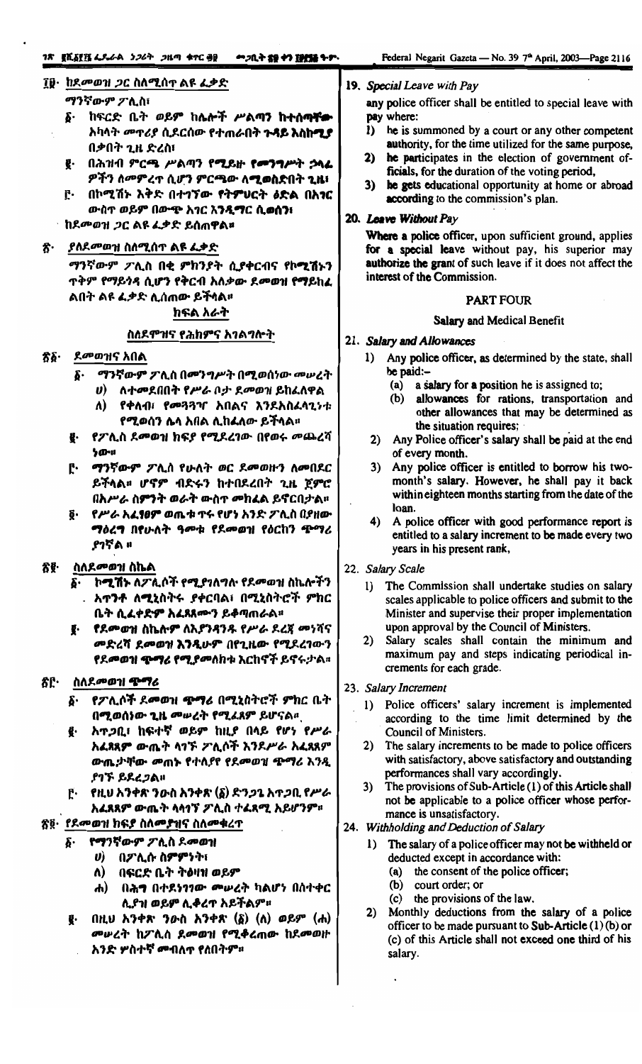፲፱· ከደመወዝ ጋር ስለሚሰጥ ልዩ ፈቃድ

ማንኛውም ፖሊስ፣

፩· ከፍርድ ቤት ወይም ከሌሎች ሥልጣን ከተሰጣቸው አካላት መጥሪያ ሲደርሰው የተጠራበት ጉዳይ እስከሚያበቃበት ጊዜ ድረስ፣

፪· በሕዝብ ምርጫ ሥልጣን የሚይዙ የመንግሥት ኃላፊዎችን ለመምረጥ ሲሆን ምርጫው ለሚወስድበት ጊዜ፣

፫· በኮሚሽኑ እቅድ በተገኘው የትምህርት ዕድል በአገር ውስጥ ወይም በውጭ አገር እንዲማር ሲወሰን፣

ከደመወዝ ጋር ልዩ ፈቃድ ይሰጠዋል።

፳· ያለደመወዝ ስለሚሰጥ ልዩ ፈቃድ

ማንኛውም ፖሊስ በቂ ምክንያት ሲያቀርብና የኮሚሽኑን ጥቅም የማይጎዳ ሲሆን የቅርብ አለቃው ደመወዝ የማይከፈልበት ልዩ ፈቃድ ሊሰጠው ይችላል።

ክፍል አራት

ስለደሞዝና የሕክምና አገልግሎት

፳፩· ደመወዝና አበል

፩· ማንኛውም ፖሊስ በመንግሥት በሚወሰነው መሠረት

ሀ) ለተመደበበት የሥራ ቦታ ደመወዝ ይከፈለዋል

ለ) የቀለብ፣ የመጓጓዣ አበልና እንደአስፈላጊነቱ የሚወሰን ሌላ አበል ሊከፈለው ይችላል።

፪· የፖሊስ ደመወዝ ክፍያ የሚደረገው በየወሩ መጨረሻ ነው።

፫· ማንኛውም ፖሊስ የሁለት ወር ደመወዙን ለመበደር ይችላል። ሆኖም ብድሩን ከተበደረበት ጊዜ ጀምሮ በአሥራ ስምንት ወራት ውስጥ መክፈል ይኖርበታል።

፬· የሥራ አፈፃፀም ወጤቱ ጥሩ የሆነ አንድ ፖሊስ በያዘው ማዕረግ በየሁለት ዓመቱ የደመወዝ የዕርከን ጭማሪ ያገኛል ።

፳፪· ስለደመወዝ ስኬል

፩· ኮሚሽኑ ለፖሊሶች የሚያገለግሉ የደመወዝ ስኬሎችን አጥንቶ ለሚኒስትሩ ያቀርባል፣ በሚኒስትሮች ምክር ቤት ሲፈቀድም አፈጻጸሙን ይቆጣጠራል።

፪· የደመወዝ ስኬሉም ለእያንዳንዱ የሥራ ደረጃ መነሻና መድረሻ ደመወዝ እንዲሁም በየጊዜው የሚደረገውን የደመወዝ ጭማሪ የሚያመለክቱ እርከኖች ይኖሩታል።

፳፫· ስለደመወዝ ጭማሪ

፩· የፖሊሶች ደመወዝ ጭማሪ በሚኒስትሮች ምክር ቤት በሚወሰነው ጊዜ መሠረት የሚፈጸም ይሆናል።

፪· አጥጋቢ፣ ከፍተኛ ወይም ከዚያ በላይ የሆነ የሥራ አፈጻጸም ውጤት ላገኙ ፖሊሶች እንደሥራ አፈጻጸም ውጤታቸው መጠኑ የተለያየ የደመወዝ ጭማሪ እንዲያገኙ ይደረጋል።

፫· የዚህ አንቀጽ ንዑስ አንቀጽ (፩) ድንጋጌ አጥጋቢ የሥራ አፈጻጸም ውጤት ላላገኘ ፖሊስ ተፈጻሚ አይሆንም።

፳፬· የደመወዝ ክፍያ ስለመያዝና ስለመቁረጥ

፩· የማንኛውም ፖሊስ ደመወዝ

ሀ) በፖሊሱ ስምምነት፣

ለ) በፍርድ ቤት ትዕዛዝ ወይም

ሐ) በሕግ በተደነገገው መሠረት ካልሆነ በስተቀር ሊያዝ ወይም ሊቆረጥ አይችልም።

፪· በዚህ አንቀጽ ንዑስ አንቀጽ (፩) (ለ) ወይም (ሐ) መሠረት ከፖሊስ ደመወዝ የሚቆረጠው ከደመወዙ አንድ ሦስተኛ መብለጥ የለበትም።

19. *Special Leave with Pay*

any police officer shall be entitled to special leave with pay where:

1) he is summoned by a court or any other competent authority, for the time utilized for the same purpose,
2) he participates in the election of government officials, for the duration of the voting period,
3) he gets educational opportunity at home or abroad according to the commission's plan.

20. *Leave Without Pay*

Where a police officer, upon sufficient ground, applies for a special leave without pay, his superior may authorize the grant of such leave if it does not affect the interest of the Commission.

PART FOUR

Salary and Medical Benefit

21. *Salary and Allowances*

1) Any police officer, as determined by the state, shall be paid:–
   (a) a salary for a position he is assigned to;
   (b) allowances for rations, transportation and other allowances that may be determined as the situation requires;
2) Any Police officer's salary shall be paid at the end of every month.
3) Any police officer is entitled to borrow his two-month's salary. However, he shall pay it back within eighteen months starting from the date of the loan.
4) A police officer with good performance report is entitled to a salary increment to be made every two years in his present rank,

22. *Salary Scale*

1) The Commission shall undertake studies on salary scales applicable to police officers and submit to the Minister and supervise their proper implementation upon approval by the Council of Ministers.
2) Salary scales shall contain the minimum and maximum pay and steps indicating periodical increments for each grade.

23. *Salary Increment*

1) Police officers' salary increment is implemented according to the time limit determined by the Council of Ministers.
2) The salary increments to be made to police officers with satisfactory, above satisfactory and outstanding performances shall vary accordingly.
3) The provisions of Sub-Article (1) of this Article shall not be applicable to a police officer whose performance is unsatisfactory.

24. *Withholding and Deduction of Salary*

1) The salary of a police officer may not be withheld or deducted except in accordance with:
   (a) the consent of the police officer;
   (b) court order; or
   (c) the provisions of the law.
2) Monthly deductions from the salary of a police officer to be made pursuant to Sub-Article (1) (b) or (c) of this Article shall not exceed one third of his salary.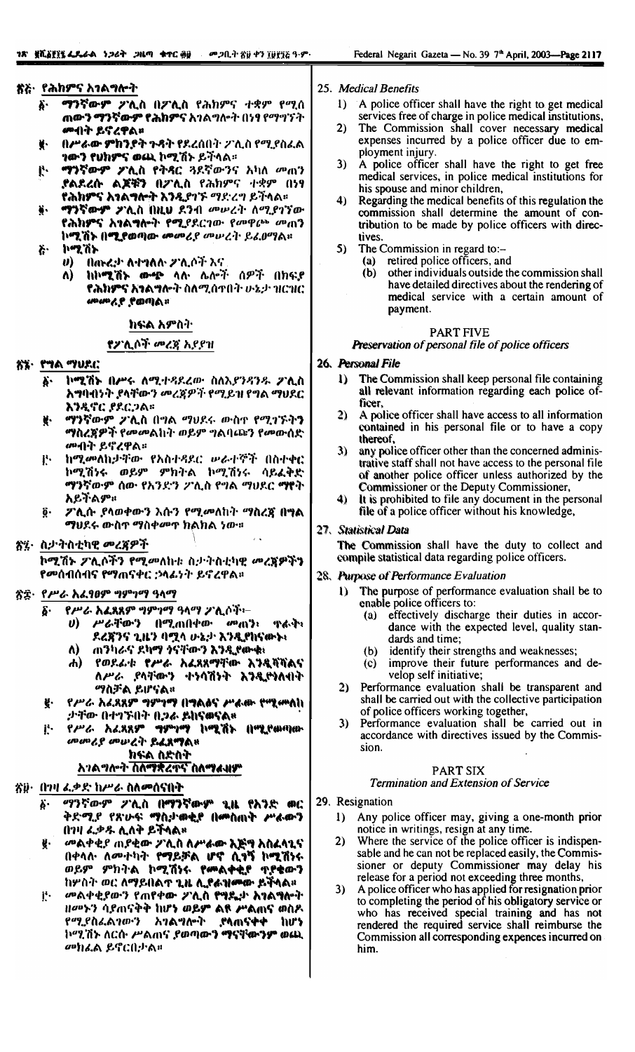## ፳፭. የሕክምና አገልግሎት

፩. ማንኛውም ፖሊስ በፖሊስ የሕክምና ተቋም የሚሰጠውን ማንኛውም የሕክምና አገልግሎት በነፃ የማግኘት መብት ይኖረዋል።

፪. በሥራው ምክንያት ጉዳት የደረሰበት ፖሊስ የሚያስፈልገውን የህክምና ወጪ ኮሚሽኑ ይችላል።

፫. ማንኛውም ፖሊስ የትዳር ጓደኛውንና አካለ መጠን ያልደረሱ ልጆቹን በፖሊስ የሕክምና ተቋም በነፃ የሕክምና አገልግሎት እንዲያገኙ ማድረግ ይችላል።

፬. ማንኛውም ፖሊስ በዚህ ደንብ መሠረት ለሚያገኘው የሕክምና አገልግሎት የሚያደርገው የመዋጮ መጠን ኮሚሽኑ በሚያወጣው መመሪያ መሠረት ይፈፀማል።

፭. ኮሚሽኑ
   ሀ) በጡረታ ለተገለሉ ፖሊሶች እና
   ለ) ከኮሚሽኑ ውጭ ላሉ ሌሎች ሰዎች በክፍያ የሕክምና አገልግሎት ስለሚሰጥበት ሁኔታ ዝርዝር መመሪያ ያወጣል።

## ክፍል አምስት

### የፖሊሶች መረጃ አያያዝ

## ፳፮. የግል ማህደር

፩. ኮሚሽኑ በሥሩ ለሚተዳደረው ስለያንዳንዱ ፖሊስ አግባብነት ያላቸውን መረጃዎች የሚይዝ የግል ማህደር እንዲኖር ያደርጋል።

፪. ማንኛውም ፖሊስ በግል ማህደሩ ውስጥ የሚገኙትን ማስረጃዎች የመመልከት ወይም ግልባጩን የመውሰድ መብት ይኖረዋል።

፫. ከሚመለከታቸው የአስተዳደር ሠራተኞች በስተቀር ከሚሽነሩ ወይም ምክትል ኮሚሽነሩ ሳይፈቅድ ማንኛውም ሰው የአንደን ፖሊስ የግል ማህደር ማየት አይችልም።

፬. ፖሊሱ ያላወቀውን እሱን የሚመለከት ማስረጃ በግል ማህደሩ ውስጥ ማስቀመጥ ክልክል ነው።

## ፳፯. ስታትስቲካዊ መረጃዎች

ኮሚሽኑ ፖሊሶችን የሚመለከቱ ስታትስቲካዊ መረጃዎችን የመሰብሰብና የማጠናቀር ኃላፊነት ይኖረዋል።

## ፳፰. የሥራ አፈፃፀም ግምገማ ዓላማ

፩. የሥራ አፈጻጸም ግምገማ ዓላማ ፖሊሶች፦
   ሀ) ሥራቸውን በሚጠበቀው መጠን፣ ጥራት፣ ደረጃንና ጊዜን ባሟላ ሁኔታ እንዲያከናውኑ፣
   ለ) ጠንካራና ደካማ ጎናቸውን እንዲያውቁ፣
   ሐ) የወደፊቱ የሥራ አፈጻጸማቸው እንዲሻሻልና ለሥራ ያላቸውን ተነሳሽነት እንዲያጎለብቱ ማስቻል ይሆናል።

፪. የሥራ አፈጻጸም ግምገማ በግልፅና ሥራው የሚመለከታቸው በተገኙበት በጋራ ይከናወናል።

፫. የሥራ አፈጻጸም ግምገማ ኮሚሽኑ በሚያወጣው መመሪያ መሠረት ይፈጸማል።

## ክፍል ስድስት

### አገልግሎት ስለማቋረጥና ስለማራዘም

## ፳፱. በገዛ ፈቃድ ከሥራ ስለመሰናበት

፩. ማንኛውም ፖሊስ በማንኛውም ጊዜ የአንድ ወር ቅድሚያ የጽሁፍ ማስታወቂያ በመስጠት ሥራውን በገዛ ፈቃዱ ሊለቅ ይችላል።

፪. መልቀቂያ ጠያቂው ፖሊስ ለሥራው እጅግ አስፈላጊና በቀላሉ ለመተካት የማይቻል ሆኖ ሲገኝ ኮሚሽነሩ ወይም ምክትል ኮሚሽነሩ የመልቀቂያ ጥያቄውን ከሦስት ወር ለማይበልጥ ጊዜ ሊያቆየው ይችላል።

፫. መልቀቂያውን የጠየቀው ፖሊስ የግዴታ አገልግሎት ዘመኑን ሳያጠናቅቅ ከሆነ ወይም ልዩ ሥልጠና ወስዶ የሚያስፈልገውን አገልግሎት ያላጠናቀቀ ከሆነ ኮሚሽኑ ለርሱ ሥልጠና ያወጣውን ማናቸውንም ወጪ መክፈል ይኖርበታል።

## 25. Medical Benefits

1) A police officer shall have the right to get medical services free of charge in police medical institutions,
2) The Commission shall cover necessary medical expenses incurred by a police officer due to employment injury.
3) A police officer shall have the right to get free medical services, in police medical institutions for his spouse and minor children,
4) Regarding the medical benefits of this regulation the commission shall determine the amount of contribution to be made by police officers with directives.
5) The Commission in regard to:–
   (a) retired police officers, and
   (b) other individuals outside the commission shall have detailed directives about the rendering of medical service with a certain amount of payment.

## PART FIVE

### Preservation of personal file of police officers

## 26. Personal File

1) The Commission shall keep personal file containing all relevant information regarding each police officer,
2) A police officer shall have access to all information contained in his personal file or to have a copy thereof,
3) any police officer other than the concerned administrative staff shall not have access to the personal file of another police officer unless authorized by the Commissioner or the Deputy Commissioner,
4) It is prohibited to file any document in the personal file of a police officer without his knowledge,

## 27. Statistical Data

The Commission shall have the duty to collect and compile statistical data regarding police officers.

## 28. Purpose of Performance Evaluation

1) The purpose of performance evaluation shall be to enable police officers to:
   (a) effectively discharge their duties in accordance with the expected level, quality standards and time;
   (b) identify their strengths and weaknesses;
   (c) improve their future performances and develop self initiative;
2) Performance evaluation shall be transparent and shall be carried out with the collective participation of police officers working together,
3) Performance evaluation shall be carried out in accordance with directives issued by the Commission.

## PART SIX

### Termination and Extension of Service

## 29. Resignation

1) Any police officer may, giving a one-month prior notice in writings, resign at any time.
2) Where the service of the police officer is indispensable and he can not be replaced easily, the Commissioner or deputy Commissioner may delay his release for a period not exceeding three months,
3) A police officer who has applied for resignation prior to completing the period of his obligatory service or who has received special training and has not rendered the required service shall reimburse the Commission all corresponding expences incurred on him.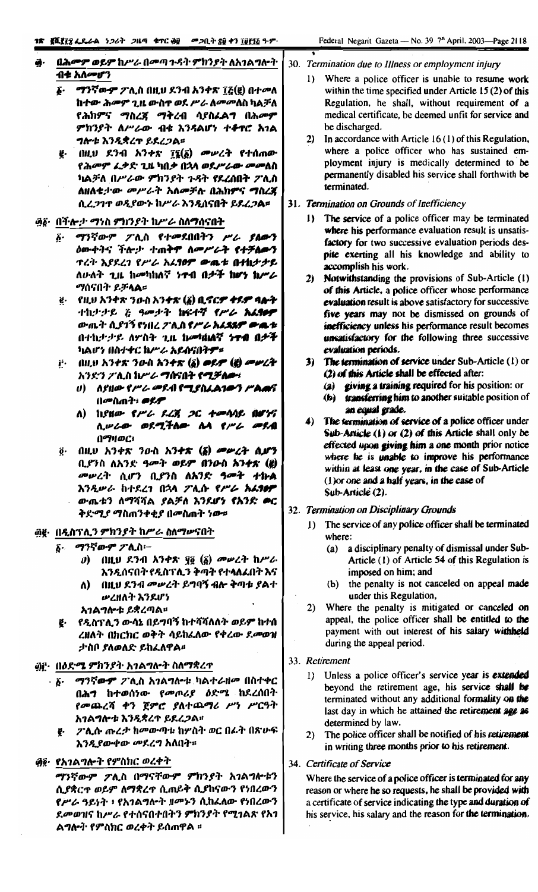## ፴. በሕመም ወይም ከሥራ በመጣ ጉዳት ምክንያት ለአገልግሎት ብቁ አለመሆን

፩. ማንኛውም ፖሊስ በዚህ ደንብ አንቀጽ ፲፭(፪) በተመለከተው ሕመም ጊዜ ውስጥ ወደ ሥራ ለመመለስ ካልቻለ የሕክምና ማስረጃ ማቅረብ ሳያስፈልግ በሕመም ምክንያት ለሥራው ብቁ እንዳልሆነ ተቆጥሮ አገልግሎቱ እንዲቋረጥ ይደረጋል።

፪. በዚህ ደንብ አንቀጽ ፲፮(፩) መሠረት የተሰጠው የሕመም ፈቃድ ጊዜ ካበቃ በኋላ ወደሥራው መመለስ ካልቻለ በሥራው ምክንያት ጉዳት የደረሰበት ፖሊስ ለዘለቄታው መሥራት አለመቻሉ በሕክምና ማስረጃ ሲረጋገጥ ወዲያውኑ ከሥራ እንዲሰናበት ይደረጋል።

## ፴፩. በችሎታ ማነስ ምክንያት ከሥራ ስለማሰናበት

፩. ማንኛውም ፖሊስ የተመደበበትን ሥራ ያለውን ዕውቀትና ችሎታ ተጠቅሞ ለመሥራት የተቻለውን ጥረት እያደረገ የሥራ አፈፃፀም ውጤቱ በተከታታይ ለሁለት ጊዜ ከመካከለኛ ነጥብ በታች ከሆነ ከሥራ ማሰናበት ይቻላል።

፪. የዚህ አንቀጽ ንዑስ አንቀጽ (፩) ቢኖርም ቀደም ባሉት ተከታታይ ፭ ዓመታት ከፍተኛ የሥራ አፈፃፀም ውጤት ሲያገኝ የነበረ ፖሊስ የሥራ አፈጻጸም ውጤቱ በተከታታይ ለሦስት ጊዜ ከመካከለኛ ነጥብ በታች ካልሆነ በስተቀር ከሥራ አይሰናበትም።

፫. በዚህ አንቀጽ ንዑስ አንቀጽ (፩) ወይም (፪) መሠረት አንድን ፖሊስ ከሥራ ማሰናበት የሚቻለው፦

ሀ) ለሥራው የሥራ መደብ የሚያስፈልገውን ሥልጠና በመስጠት፣ ወይም

ለ) ከሥራው የሥራ ደረጃ ጋር ተመሳሳይ በሆነና ሊሠራው ወደሚችለው ሌላ የሥራ መደብ በማዛወር፣

፬. በዚህ አንቀጽ ንዑስ አንቀጽ (፩) መሠረት ሲሆን ቢያንስ ለአንድ ዓመት ወይም በንዑስ አንቀጽ (፪) መሠረት ሲሆን ቢያንስ ለአንድ ዓመት ተኩል እንዲሠራ ከተደረገ በኋላ ፖሊሱ የሥራ አፈፃፀም ውጤቱን ለማሻሻል ያልቻለ እንደሆነ የአንድ ወር ቅድሚያ ማስጠንቀቂያ በመስጠት ነው።

## ፴፪. በዲስፕሊን ምክንያት ከሥራ ስለማሰናበት

፩. ማንኛውም ፖሊስ፦

ሀ) በዚህ ደንብ አንቀጽ ፶፬ (፩) መሠረት ከሥራ እንዲሰናበት የዲስፕሊን ቅጣት የተላለፈበት እና

ለ) በዚህ ደንብ መሠረት ይግባኝ ብሎ ቅጣቱ ያልተሠረዘለት እንደሆነ

አገልግሎቱ ይቋረጣል።

፪. የዲስፕሊን ውሳኔ በይግባኝ ከተሻሻለለት ወይም ከተሰረዘለት በክርክር ወቅት ሳይከፈለው የቀረው ደመወዝ ታስቦ ያለወለድ ይከፈለዋል።

## ፴፫. በዕድሜ ምክንያት አገልግሎት ስለማቋረጥ

፩. ማንኛውም ፖሊስ አገልግሎቱ ካልተራዘመ በስተቀር በሕግ ከተወሰነው የመጦሪያ ዕድሜ ከደረሰበት የመጨረሻ ቀን ጀምሮ ያለተጨማሪ ሥነ ሥርዓት አገልግሎቱ እንዲቋረጥ ይደረጋል።

፪. ፖሊሱ ጡረታ ከመውጣቱ ከሦስት ወር በፊት በጽሁፍ እንዲያውቀው መደረግ አለበት።

## ፴፬. የአገልግሎት የምስክር ወረቀት

ማንኛውም ፖሊስ በማናቸውም ምክንያት አገልግሎቱን ሲያቋርጥ ወይም ለማቋረጥ ሲጠይቅ ሲያከናውን የነበረውን የሥራ ዓይነት ፣ የአገልግሎት ዘመኑን ሲከፈለው የነበረውን ደመወዝና ከሥራ የተሰናበተበትን ምክንያት የሚገልጽ የአገልግሎት የምስክር ወረቀት ይሰጠዋል ።

## 30. Termination due to Illness or employment injury

1) Where a police officer is unable to resume work within the time specified under Article 15 (2) of this Regulation, he shall, without requirement of a medical certificate, be deemed unfit for service and be discharged.

2) In accordance with Article 16 (1) of this Regulation, where a police officer who has sustained employment injury is medically determined to be permanently disabled his service shall forthwith be terminated.

## 31. Termination on Grounds of Inefficiency

1) The service of a police officer may be terminated where his performance evaluation result is unsatisfactory for two successive evaluation periods despite exerting all his knowledge and ability to accomplish his work.

2) Notwithstanding the provisions of Sub-Article (1) of this Article, a police officer whose performance evaluation result is above satisfactory for successive five years may not be dismissed on grounds of inefficiency unless his performance result becomes unsatisfactory for the following three successive evaluation periods.

3) The termination of service under Sub-Article (1) or (2) of this Article shall be effected after:

(a) giving a training required for his position: or

(b) transferring him to another suitable position of an equal grade.

4) The termination of service of a police officer under Sub-Article (1) or (2) of this Article shall only be effected upon giving him a one month prior notice where he is unable to improve his performance within at least one year, in the case of Sub-Article (1)or one and a half years, in the case of Sub-Article (2).

## 32. Termination on Disciplinary Grounds

1) The service of any police officer shall be terminated where:

(a) a disciplinary penalty of dismissal under Sub-Article (1) of Article 54 of this Regulation is imposed on him; and

(b) the penalty is not canceled on appeal made under this Regulation,

2) Where the penalty is mitigated or canceled on appeal, the police officer shall be entitled to the payment with out interest of his salary withheld during the appeal period.

## 33. Retirement

1) Unless a police officer's service year is extended beyond the retirement age, his service shall be terminated without any additional formality on the last day in which he attained the retirement age as determined by law.

2) The police officer shall be notified of his retirement in writing three months prior to his retirement.

## 34. Certificate of Service

Where the service of a police officer is terminated for any reason or where he so requests, he shall be provided with a certificate of service indicating the type and duration of his service, his salary and the reason for the termination.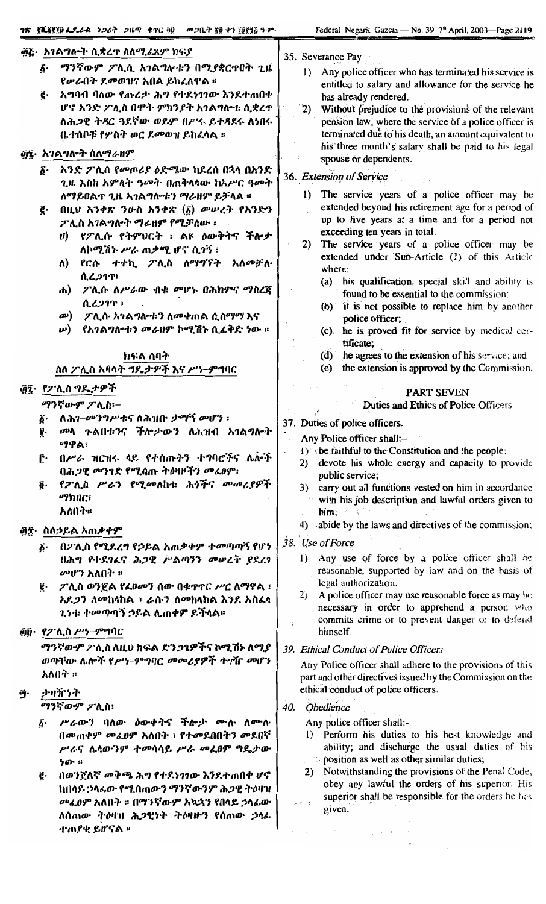፴፭· አገልግሎት ሲቋረጥ ስለሚፈጸም ክፍያ

፩· ማንኛውም ፖሊስ አገልግሎቱን በሚያቋርጥበት ጊዜ የሠራበት ደመወዝና አበል ይከፈለዋል ።

፪· አግባብ ባለው የጡረታ ሕግ የተደነገገው እንደተጠበቀ ሆኖ አንድ ፖሊስ በሞት ምክንያት አገልግሎቱ ሲቋረጥ ለሕጋዊ ትዳር ጓደኛው ወይም በሥሩ ይተዳደሩ ለነበሩ ቤተሰቦቹ የሦስት ወር ደመወዝ ይከፈላል ።

፴፮· አገልግሎት ስለማራዘም

፩· አንድ ፖሊስ የመጦሪያ ዕድሜው ከደረሰ በኋላ በአንድ ጊዜ እስከ አምስት ዓመት በጠቅላላው ከአሥር ዓመት ለማይበልጥ ጊዜ አገልግሎቱን ማራዘም ይቻላል ።

፪· በዚህ አንቀጽ ንዑስ አንቀጽ (፩) መሠረት የአንድን ፖሊስ አገልግሎት ማራዘም የሚቻለው ፡

ሀ) የፖሊሱ የትምህርት ፣ ልዩ ዕውቀትና ችሎታ ለኮሚሽኑ ሥራ ጠቃሚ ሆኖ ሲገኝ ፣

ለ) የርሱ ተተኪ ፖሊስ ለማግኘት አለመቻሉ ሲረጋገጥ፣

ሐ) ፖሊሱ ለሥራው ብቁ መሆኑ በሕክምና ማስረጃ ሲረጋገጥ ፣

መ) ፖሊሱ አገልግሎቱን ለመቀጠል ሲስማማ እና

ሠ) የአገልግሎቱን መራዘም ኮሚሽኑ ሲፈቅድ ነው ።

## ክፍል ሰባት
## ስለ ፖሊስ አባላት ግዴታዎች እና ሥነ-ምግባር

፴፯· የፖሊስ ግዴታዎች

ማንኛውም ፖሊስ፡-

፩· ለሕገ-መንግሥቱና ለሕዝቡ ታማኝ መሆን ፣

፪· መላ ጉልበቱንና ችሎታውን ለሕዝብ አገልግሎት ማዋል፣

፫· በሥራ ዝርዝሩ ላይ የተሰጡትን ተግባሮችና ሌሎች በሕጋዊ መንገድ የሚሰጡ ትዕዛዞችን መፈፀም፣

፬· የፖሊስ ሥራን የሚመለከቱ ሕጎችና መመሪያዎች ማክበር፤ አለበት።

፴፰· ስለኃይል አጠቃቀም

፩· በፖሊስ የሚደረግ የኃይል አጠቃቀም ተመጣጣኝ የሆነ በሕግ የተደገፈና ሕጋዊ ሥልጣንን መሠረት ያደረገ መሆን አለበት ።

፪· ፖሊስ ወንጀል የፈፀመን ሰው በቁጥጥር ሥር ለማዋል ፣ አደጋን ለመከላከል ፣ ራሱን ለመከላከል እንደ አስፈላጊነቱ ተመጣጣኝ ኃይል ሊጠቀም ይችላል።

፴፱· የፖሊስ ሥነ-ምግባር

ማንኛውም ፖሊስ ለዚህ ክፍል ድንጋጌዎችና ኮሚሽኑ ለሚያወጣቸው ሌሎች የሥነ-ምግባር መመሪያዎች ተገዥ መሆን አለበት ።

፵· ታዛዥነት

ማንኛውም ፖሊስ፣

፩· ሥራውን ባለው ዕውቀትና ችሎታ ሙሉ ለሙሉ በመጠቀም መፈፀም አለበት ፣ የተመደበበትን መደበኛ ሥራና ሌሎችንም ተመሳሳይ ሥራ መፈፀም ግዴታው ነው ።

፪· በወንጀለኛ መቅጫ ሕግ የተደነገገው እንደተጠበቀ ሆኖ ከበላይ ኃላፊው የሚሰጠውን ማንኛውንም ሕጋዊ ትዕዛዝ መፈፀም አለበት ። በማንኛውም አኳኋን የበላይ ኃላፊው ለሰጠው ትዕዛዝ ሕጋዊነት ትዕዛዙን የሰጠው ኃላፊ ተጠያቂ ይሆናል ።

35. Severance Pay

1) Any police officer who has terminated his service is entitled to salary and allowance for the service he has already rendered.

2) Without prejudice to the provisions of the relevant pension law, where the service of a police officer is terminated due to his death, an amount equivalent to his three month's salary shall be paid to his legal spouse or dependents.

36. *Extension of Service*

1) The service years of a police officer may be extended beyond his retirement age for a period of up to five years at a time and for a period not exceeding ten years in total.

2) The service years of a police officer may be extended under Sub-Article (1) of this Article where:

(a) his qualification, special skill and ability is found to be essential to the commission;

(b) it is not possible to replace him by another police officer;

(c) he is proved fit for service by medical certificate;

(d) he agrees to the extension of his service; and

(e) the extension is approved by the Commission.

## PART SEVEN
## Duties and Ethics of Police Officers

37. Duties of police officers.

Any Police officer shall:-

1) be faithful to the Constitution and the people;

2) devote his whole energy and capacity to provide public service;

3) carry out all functions vested on him in accordance with his job description and lawful orders given to him;

4) abide by the laws and directives of the commission;

38. *Use of Force*

1) Any use of force by a police officer shall be reasonable, supported by law and on the basis of legal authorization.

2) A police officer may use reasonable force as may be necessary in order to apprehend a person who commits crime or to prevent danger or to defend himself.

39. *Ethical Conduct of Police Officers*

Any Police officer shall adhere to the provisions of this part and other directives issued by the Commission on the ethical conduct of police officers.

40. *Obedience*

Any police officer shall:-

1) Perform his duties to his best knowledge and ability; and discharge the usual duties of his position as well as other similar duties;

2) Notwithstanding the provisions of the Penal Code, obey any lawful the orders of his superior. His superior shall be responsible for the orders he has given.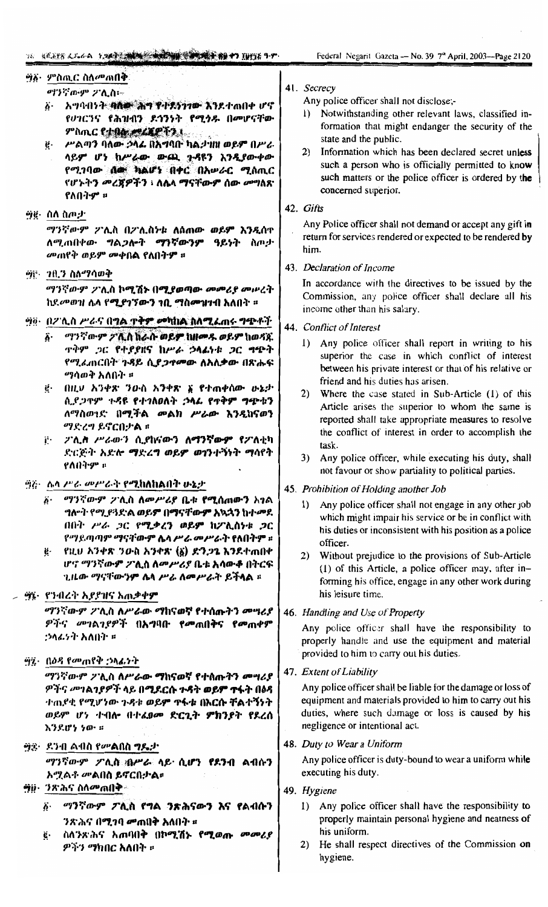፵፩· ምስጢር ስለመጠበቅ

ማንኛውም ፖሊስ፦

፩· አግባብነት ባለው ሕግ የተደነገገው እንደተጠበቀ ሆኖ የሀገርንና የሕዝብን ደኅንነት የሚጎዱ በመሆናቸው ምስጢር የተባሉ መረጃዎችን፤

፪· ሥልጣን ባለው ኃላፊ በአግባቡ ከልታዘዘ ወይም በሥራ ላይም ሆነ ከሥራው ውጪ ጉዳዩን እንዲያውቀው የሚገባው ሰው ካልሆነ በቀር በአሠራር ሚስጢር የሆኑትን መረጃዎችን፤ ለሌላ ማናቸውም ሰው መግለጽ የለበትም ።

፵፪· ስለ ስጦታ

ማንኛውም ፖሊስ በፖሊስነቱ ለሰጠው ወይም እንዲሰጥ ለሚጠበቀው ግልጋሎት ማንኛውንም ዓይነት ስጦታ መጠየቅ ወይም መቀበል የለበትም ።

፵፫· ገቢን ስለማሳወቅ

ማንኛውም ፖሊስ ኮሚሽኑ በሚያወጣው መመሪያ መሠረት ከደመወዝ ሌላ የሚያገኘውን ገቢ ማስመዝገብ አለበት ።

፵፬· በፖሊስ ሥራና በግል ጥቅም መካከል ስለሚፈጠሩ ግጭቶች

፩· ማንኛውም ፖሊስ ከራሱ ወይም ከዘመዱ ወይም ከወዳጁ ጥቅም ጋር የተያያዘና ከሥራ ኃላፊነቱ ጋር ግጭት የሚፈጠርበት ጉዳይ ሲያጋጥመው ለአለቃው በጽሑፍ ማሳወቅ አለበት ።

፪· በዚህ አንቀጽ ንዑስ አንቀጽ ፩ የተጠቀሰው ሁኔታ ሲያጋጥም ጉዳዩ የተገለፀለት ኃላፊ የጥቅም ግጭቱን ለማስወገድ፣ በሚችል መልክ ሥራው እንዲከናወን ማድረግ ይኖርበታል ።

፫· ፖሊስ ሥራውን ሲያከናውን ለማንኛውም የፖለቲካ ድርጅት አድሎ ማድረግ ወይም ወገንተኝነት ማሳየት የለበትም ።

፵፭· ሌላ ሥራ መሥራት የሚከለከልበት ሁኔታ

፩· ማንኛውም ፖሊስ ለመሥሪያ ቤቱ የሚሰጠውን አገልግሎት የሚያዳክል ወይም በማናቸውም አኳኋን ከተመደበበት ሥራ ጋር የሚቃረን ወይም ከፖሊስነቱ ጋር የማይጣጣም ማናቸውም ሌላ ሥራ መሥራት የለበትም ።

፪· የዚህ አንቀጽ ንዑስ አንቀጽ (፩) ድንጋጌ እንደተጠበቀ ሆኖ ማንኛውም ፖሊስ ለመሥሪያ ቤቱ አሳውቆ በትርፍ ጊዜው ማናቸውንም ሌላ ሥራ ለመሥራት ይችላል ።

፵፮· የንብረት አያያዝና አጠቃቀም

ማንኛውም ፖሊስ ለሥራው ማከናወኛ የተሰጡትን መሣሪያዎችና መገልገያዎች በአግባቡ የመጠበቅና የመጠቀም ኃላፊነት አለበት ።

፵፯· በዕዳ የመጠየቅ ኃላፊነት

ማንኛውም ፖሊስ ለሥራው ማከናወኛ የተሰጡትን መሣሪያዎችና መገልገያዎች ላይ በሚያደርሱ ጉዳት ወይም ጥፋት በዕዳ ተጠያቂ የሚሆነው ጉዳቱ ወይም ጥፋቱ በእርሱ ቸልተኝነት ወይም ሆነ ተብሎ ባተፈፀመ ድርጊት ምክንያት የደረሰ እንደሆነ ነው ።

፵፰· ደንብ ልብስ የመልበስ ግዴታ

ማንኛውም ፖሊስ በሥራ ላይ ሲሆን የደንብ ልብሱን አሟልቶ መልበስ ይኖርበታል።

፵፱· ንጽሕና ስለመጠበቅ

፩· ማንኛውም ፖሊስ የግል ንጽሕናውን እና የልብሱን ንጽሕና በሚገባ መጠበቅ አለበት ።

፪· ስለንጽሕና አጠባበቅ በኮሚሽኑ የሚወጡ መመሪያዎችን ማክበር አለበት ።

41. *Secrecy*

Any police officer shall not disclose;-

1) Notwithstanding other relevant laws, classified information that might endanger the security of the state and the public.
2) Information which has been declared secret unless such a person who is officially permitted to know such matters or the police officer is ordered by the concerned superior.

42. *Gifts*

Any Police officer shall not demand or accept any gift in return for services rendered or expected to be rendered by him.

43. *Declaration of Income*

In accordance with the directives to be issued by the Commission, any police officer shall declare all his income other than his salary.

44. *Conflict of Interest*

1) Any police officer shall report in writing to his superior the case in which conflict of interest between his private interest or that of his relative or friend and his duties has arisen.
2) Where the case stated in Sub-Article (1) of this Article arises the superior to whom the same is reported shall take appropriate measures to resolve the conflict of interest in order to accomplish the task.
3) Any police officer, while executing his duty, shall not favour or show partiality to political parties.

45. *Prohibition of Holding another Job*

1) Any police officer shall not engage in any other job which might impair his service or be in conflict with his duties or inconsistent with his position as a police officer.
2) Without prejudice to the provisions of Sub-Article (1) of this Article, a police officer may, after informing his office, engage in any other work during his leisure time.

46. *Handling and Use of Property*

Any police officer shall have the responsibility to properly handle and use the equipment and material provided to him to carry out his duties.

47. *Extent of Liability*

Any police officer shall be liable for the damage or loss of equipment and materials provided to him to carry out his duties, where such damage or loss is caused by his negligence or intentional act.

48. *Duty to Wear a Uniform*

Any police officer is duty-bound to wear a uniform while executing his duty.

49. *Hygiene*

1) Any police officer shall have the responsibility to properly maintain personal hygiene and neatness of his uniform.
2) He shall respect directives of the Commission on hygiene.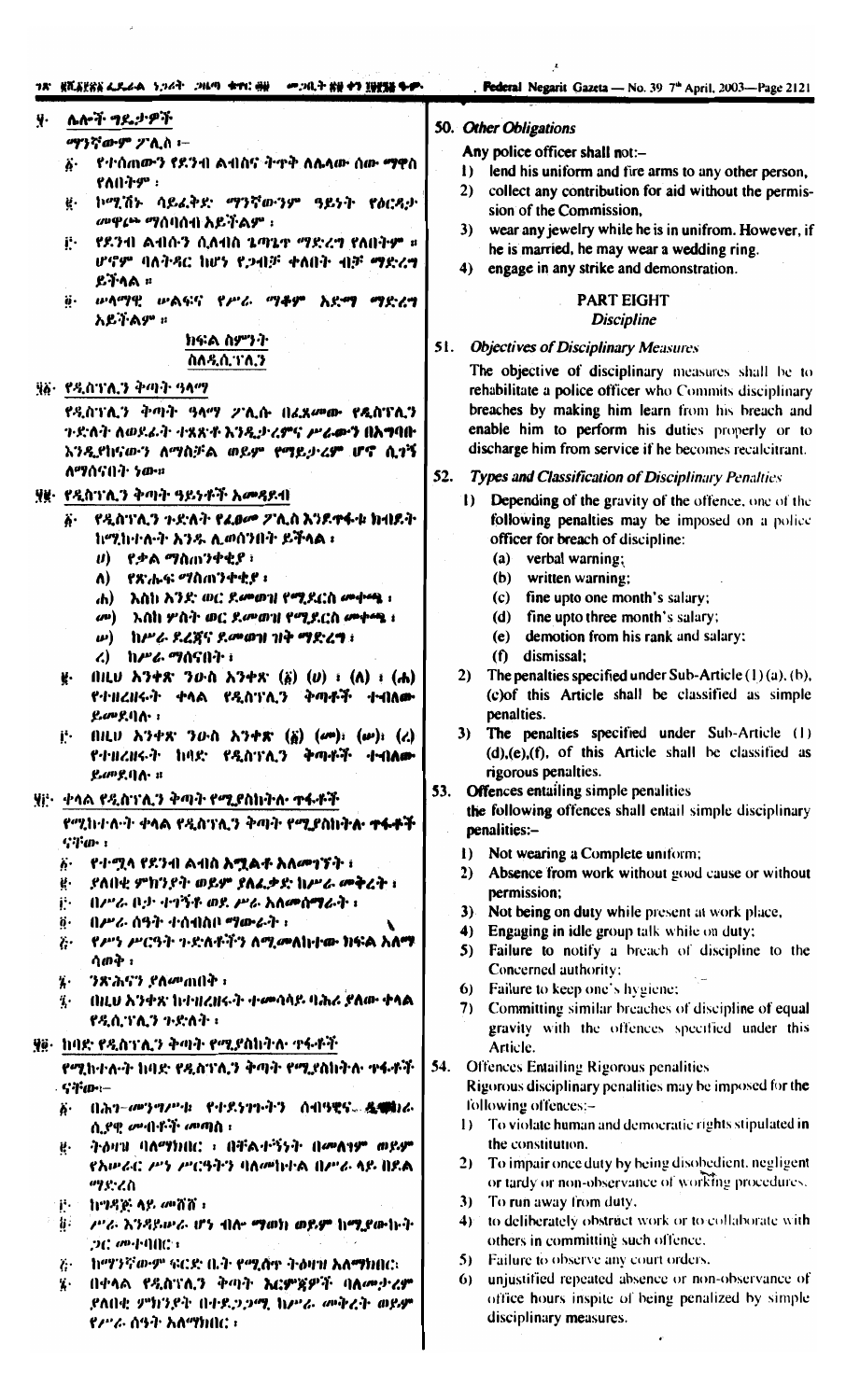## ፶. ሌሎች ግዴታዎች

ማንኛውም ፖሊስ፦

፩· የተሰጠውን የደንብ ልብስና ትጥቅ ለሌላው ሰው ማዋስ የለበትም ፤

፪· ኮሚሽኑ ሳይፈቅድ ማንኛውንም ዓይነት የዕርዳታ መዋጮ ማሰባሰብ አይችልም ፤

፫· የደንብ ልብሱን ሲለብስ ጌጣጌጥ ማድረግ የለበትም ። ሆኖም ባለትዳር ከሆነ የጋብቻ ቀለበት ብቻ ማድረግ ይችላል ።

፬· ሥራማቆም አድማ ወይም ሰላማዊ ሰልፍ ማድረግ አይችልም ።

## ክፍል ስምንት
## ስለዲሲፕሊን

## ፶፩· የዲሲፕሊን ቅጣት ዓላማ

የዲሲፕሊን ቅጣት ዓላማ ፖሊሱ በፈጸመው የዲሲፕሊን ጉድለት ለወደፊቱ ተጸጽቶ እንዲታረምና ሥራውን በአግባቡ እንዲያከናውን ለማስቻል ወይም የማይታረም ሆኖ ሲገኝ ለማሰናበት ነው።

## ፶፪· የዲሲፕሊን ቅጣት ዓይነቶች አመዳደብ

፩· የዲሲፕሊን ጉድለት የፈፀመ ፖሊስ እንደጥፋቱ ክብደት ከሚከተሉት አንዱ ሊወሰንበት ይችላል ፤

ሀ) የቃል ማስጠንቀቂያ ፤

ለ) የጽሑፍ ማስጠንቀቂያ ፤

ሐ) እስከ አንድ ወር ደመወዝ የሚደርስ መቀጮ ፤

መ) እስከ ሦስት ወር ደመወዝ የሚደርስ መቀጮ ፤

ሠ) ከሥራ ደረጃና ደመወዝ ዝቅ ማድረግ ፤

ረ) ከሥራ ማሰናበት ፤

፪· በዚህ አንቀጽ ንዑስ አንቀጽ (፩) (ሀ) ፤ (ለ) ፤ (ሐ) የተዘረዘሩት ቀላል የዲሲፕሊን ቅጣቶች ተብለው ይመደባሉ ፤

፫· በዚህ አንቀጽ ንዑስ አንቀጽ (፩) (መ)፣ (ሠ)፣ (ረ) የተዘረዘሩት ከባድ የዲሲፕሊን ቅጣቶች ተብለው ይመደባሉ ።

## ፶፫· ቀላል የዲሲፕሊን ቅጣት የሚያስከትሉ ጥፋቶች

የሚከተሉት ቀላል የዲሲፕሊን ቅጣት የሚያስከትሉ ጥፋቶች ናቸው ፤

፩· የተሟላ የደንብ ልብስ አሟልቶ አለመገኘት ፤

፪· ያለበቂ ምክንያት ወይም ያለፈቃድ ከሥራ መቅረት ፤

፫· በሥራ ቦታ ተገኝቶ ወደ ሥራ አለመሰማራት ፤

፬· በሥራ ሰዓት ተሰብስቦ ማውራት ፤

፭· የሥነ ሥርዓት ጉድለቶችን ለሚመለከተው ክፍል አለማሳወቅ ፤

፮· ንጽሕናን ያለመጠበቅ ፤

፯· በዚህ አንቀጽ ከተዘረዘሩት ተመሳሳይ ባሕሪ ያለው ቀላል የዲሲፕሊን ጉድለት ፤

## ፶፬· ከባድ የዲሲፕሊን ቅጣት የሚያስከትሉ ጥፋቶች

የሚከተሉት ከባድ የዲሲፕሊን ቅጣት የሚያስከትሉ ጥፋቶች ናቸው፦

፩· በሕገ መንግሥቱ የተደነገጉትን ሰብዓዊና ዲሞክራሲያዊ መብቶች መጣስ ፤

፪· ትዕዛዝ ባለማክበር ፣ በቸልተኝነት በመለገም ወይም የአሠራር ሥነ ሥርዓትን ባለመከተል በሥራ ላይ በደል ማድረስ

፫· ከግዳጅ ላይ መሸሽ ፤

፬· ሥራ እንዳይሠራ ሆነ ብሎ ማወክ ወይም ከሚያውኩት ጋር መተባበር ፤

፭· ከማንኛውም ፍርድ ቤት የሚሰጥ ትዕዛዝ አለማክበር፤

፮· በቀላል የዲሲፕሊን ቅጣት እርምጃዎች ባለመታረም ያለበቂ ምክንያት በተደጋጋሚ ከሥራ መቅረት ወይም የሥራ ሰዓት አለማክበር ፤

---

## 50. Other Obligations

Any police officer shall not:–

1) lend his uniform and fire arms to any other person,

2) collect any contribution for aid without the permission of the Commission,

3) wear any jewelry while he is in unifrom. However, if he is married, he may wear a wedding ring.

4) engage in any strike and demonstration.

## PART EIGHT
## Discipline

## 51. Objectives of Disciplinary Measures

The objective of disciplinary measures shall be to rehabilitate a police officer who Commits disciplinary breaches by making him learn from his breach and enable him to perform his duties properly or to discharge him from service if he becomes recalcitrant.

## 52. Types and Classification of Disciplinary Penalties

1) Depending of the gravity of the offence, one of the following penalties may be imposed on a police officer for breach of discipline:

(a) verbal warning;

(b) written warning;

(c) fine upto one month's salary;

(d) fine upto three month's salary;

(e) demotion from his rank and salary;

(f) dismissal;

2) The penalties specified under Sub-Article (1) (a), (b), (c)of this Article shall be classified as simple penalties.

3) The penalties specified under Sub-Article (1) (d),(e),(f), of this Article shall be classified as rigorous penalties.

## 53. Offences entailing simple penalities

the following offences shall entail simple disciplinary penalities:-

1) Not wearing a Complete uniform;

2) Absence from work without good cause or without permission;

3) Not being on duty while present at work place,

4) Engaging in idle group talk while on duty;

5) Failure to notify a breach of discipline to the Concerned authority;

6) Failure to keep one's hygiene;

7) Committing similar breaches of discipline of equal gravity with the offences specified under this Article.

## 54. Offences Entailing Rigorous penalities

Rigorous disciplinary penalties may be imposed for the following offences:-

1) To violate human and democratic rights stipulated in the constitution.

2) To impair once duty by being disobedient, negligent or tardy or non-observance of working procedures.

3) To run away from duty.

4) to deliberately obstruct work or to collaborate with others in committing such offence.

5) Failure to observe any court orders.

6) unjustified repeated absence or non-observance of office hours inspite of being penalized by simple disciplinary measures.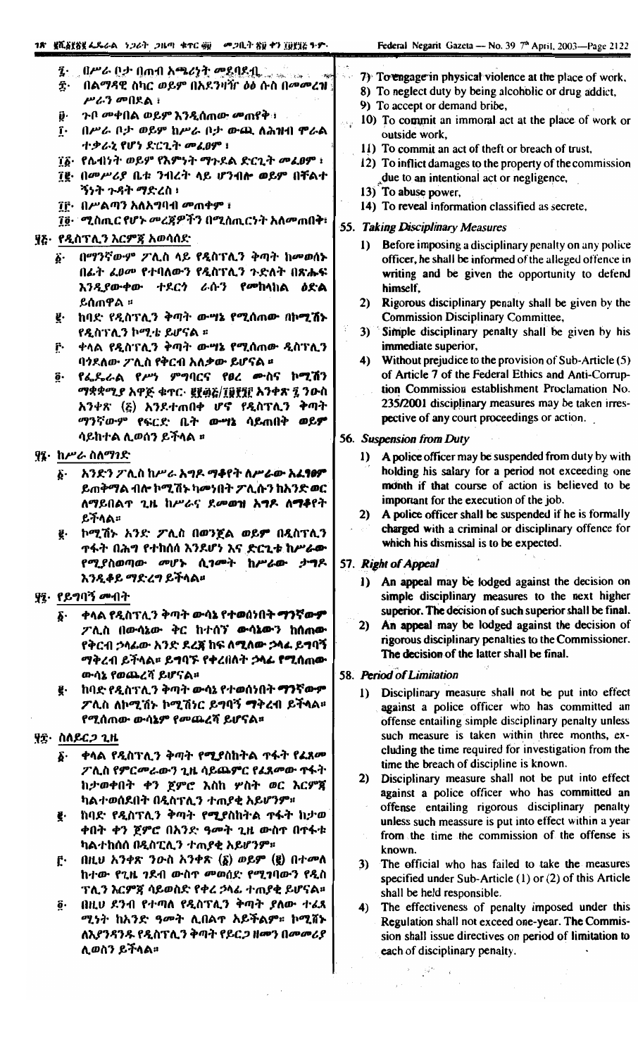፯· በሥራ ቦታ በጠብ አጫሪነት መደባደብ፣

፰· በልማዳዊ ስካር ወይም በአደንዛዥ ዕፅ ሱስ በመመረዝ ሥራን መበደል፣

፱· ጉቦ መቀበል ወይም እንዲሰጠው መጠየቅ፣

፲· በሥራ ቦታ ወይም ከሥራ ቦታ ውጪ ለሕዝብ ሞራል ተቃራኒ የሆነ ድርጊት መፈፀም፣

፲፩· የሌብነት ወይም የእምነት ማጉደል ድርጊት መፈፀም፣

፲፪· በመሥሪያ ቤቱ ንብረት ላይ ሆንብሎ ወይም በቸልተኝነት ጉዳት ማድረስ፣

፲፫· በሥልጣን አለአግባብ መጠቀም፣

፲፬· ሚስጢር የሆኑ መረጃዎችን በሚስጢርነት አለመጠበቅ፣

፶፭· የዲስፕሊን እርምጃ አወሳሰድ

፩· በማንኛውም ፖሊስ ላይ የዲስፕሊን ቅጣት ከመወሰኑ በፊት ፈፅሞ የተባለውን የዲስፕሊን ጉድለት በጽሑፍ እንዲያውቀው ተደርጎ ራሱን የመከላከል ዕድል ይሰጠዋል ።

፪· ከባድ የዲስፕሊን ቅጣት ውሣኔ የሚሰጠው በኮሚሽኑ የዲስፕሊን ኮሚቴ ይሆናል ።

፫· ቀላል የዲስፕሊን ቅጣት ውሣኔ የሚሰጠው ዲስፕሊን ባጓደለው ፖሊስ የቅርብ አለቃው ይሆናል ።

፬· የፌዴራል የሥነ ምግባርና የፀረ ሙስና ኮሚሽን ማቋቋሚያ አዋጅ ቁጥር· ፪፻፴፭/፲፱፻፺፫ አንቀጽ ፯ ንዑስ አንቀጽ (፭) እንደተጠበቀ ሆኖ የዲስፕሊን ቅጣት ማንኛውም የፍርድ ቤት ውሣኔ ሳይጠበቅ ወይም ሳይከተል ሊወሰን ይችላል ።

፶፮· ከሥራ ስለማገድ

፩· አንድን ፖሊስ ከሥራ እገዳ ማቆየት ለሥራው አፈፃፀም ይጠቅማል ብሎ ኮሚሽኑ ካመነበት ፖሊሱን ከአንድ ወር ለማይበልጥ ጊዜ ከሥራና ደመወዝ እገዳ ለማቆየት ይችላል።

፪· ኮሚሽኑ አንድ ፖሊስ በወንጀል ወይም በዲስፕሊን ጥፋት በሕግ የተከሰሰ እንደሆነና ድርጊቱ ከሥራው የሚያስወጣው መሆኑ ሲገመት ከሥራው ታግዶ እንዲቆይ ማድረግ ይችላል።

፶፯· የይግባኝ መብት

፩· ቀላል የዲስፕሊን ቅጣት ውሳኔ የተወሰነበት ማንኛውም ፖሊስ በውሳኔው ቅር ከተሰኘ ውሳኔውን ከሰጠው የቅርብ ኃላፊው አንድ ደረጃ ከፍ ለሚለው ኃላፊ ይግባኝ ማቅረብ ይችላል። ይግባኙ የቀረበለት ኃላፊ የሚሰጠው ውሳኔ የወጨረሻ ይሆናል።

፪· ከባድ የዲስፕሊን ቅጣት ውሳኔ የተወሰነበት ማንኛውም ፖሊስ ለኮሚሽኑ ኮሚሽነር ይግባኝ ማቅረብ ይችላል። የሚሰጠው ውሳኔም የመጨረሻ ይሆናል።

፶፰· ስለይርጋ ጊዜ

፩· ቀላል የዲስፕሊን ቅጣት የሚያስከትል ጥፋት የፈጸመ ፖሊስ የምርመራውን ጊዜ ሳይጨምር የፈጸመው ጥፋት ከታወቀበት ቀን ጀምሮ እስከ ሦስት ወር እርምጃ ካልተወሰደበት በዲስፕሊን ተጠያቂ አይሆንም።

፪· ከባድ የዲስፕሊን ቅጣት የሚያስከትል ጥፋት ከታወቀበት ቀን ጀምሮ በአንድ ዓመት ጊዜ ውስጥ በጥፋቱ ካልተከሰሰ በዲስፕሊን ተጠያቂ አይሆንም።

፫· በዚህ አንቀጽ ንዑስ አንቀጽ (፩) ወይም (፪) በተመለከተው የጊዜ ገደብ ውስጥ መወሰድ የሚገባውን የዲስፕሊን እርምጃ ሳይወስድ የቀረ ኃላፊ ተጠያቂ ይሆናል።

፬· በዚህ ደንብ የተጣለ የዲስፕሊን ቅጣት ያለው ተፈጻሚነት ከአንድ ዓመት ሊበልጥ አይችልም። ኮሚሽኑ ለእያንዳንዱ የዲስፕሊን ቅጣት የይርጋ ዘመን በመመሪያ ሊወስን ይችላል።

7) To engage in physical violence at the place of work,

8) To neglect duty by being alcoholic or drug addict,

9) To accept or demand bribe,

10) To commit an immoral act at the place of work or outside work,

11) To commit an act of theft or breach of trust,

12) To inflict damages to the property of the commission due to an intentional act or negligence,

13) To abuse power,

14) To reveal information classified as secrete,

## 55. Taking Disciplinary Measures

1) Before imposing a disciplinary penalty on any police officer, he shall be informed of the alleged offence in writing and be given the opportunity to defend himself,

2) Rigorous disciplinary penalty shall be given by the Commission Disciplinary Committee,

3) Simple disciplinary penalty shall be given by his immediate superior,

4) Without prejudice to the provision of Sub-Article (5) of Article 7 of the Federal Ethics and Anti-Corruption Commission establishment Proclamation No. 235/2001 disciplinary measures may be taken irrespective of any court proceedings or action.

## 56. Suspension from Duty

1) A police officer may be suspended from duty by with holding his salary for a period not exceeding one month if that course of action is believed to be important for the execution of the job.

2) A police officer shall be suspended if he is formally charged with a criminal or disciplinary offence for which his dismissal is to be expected.

## 57. Right of Appeal

1) An appeal may be lodged against the decision on simple disciplinary measures to the next higher superior. The decision of such superior shall be final.

2) An appeal may be lodged against the decision of rigorous disciplinary penalties to the Commissioner. The decision of the latter shall be final.

## 58. Period of Limitation

1) Disciplinary measure shall not be put into effect against a police officer who has committed an offense entailing simple disciplinary penalty unless such measure is taken within three months, excluding the time required for investigation from the time the breach of discipline is known.

2) Disciplinary measure shall not be put into effect against a police officer who has committed an offense entailing rigorous disciplinary penalty unless such meassure is put into effect within a year from the time the commission of the offense is known.

3) The official who has failed to take the measures specified under Sub-Article (1) or (2) of this Article shall be held responsible.

4) The effectiveness of penalty imposed under this Regulation shall not exceed one-year. The Commission shall issue directives on period of limitation to each of disciplinary penalty.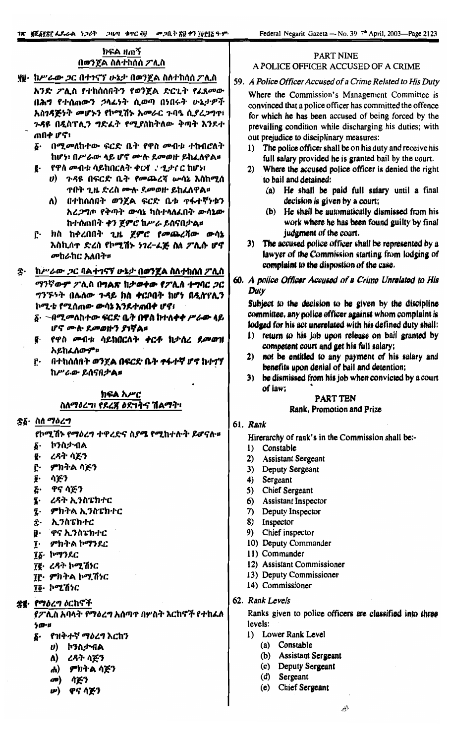## ክፍል ዘጠኝ
## በወንጀል ስለተከሰሰ ፖሊስ

**፶፱· ከሥራው ጋር በተገናኘ ሁኔታ በወንጀል ስለተከሰሰ ፖሊስ**

አንድ ፖሊስ የተከሰሰበትን የወንጀል ድርጊት የፈጸመው በሕግ የተሰጠውን ኃላፊነት ሲወጣ በነበሩት ሁኔታዎች አስገዳጅነት መሆኑን የኮሚሽኑ አመራር ጉባዔ ሲያረጋግጥ፣ ጉዳዩ በዲስፒሊን ግድፈት የሚያስከትለው ቅጣት እንደተጠበቀ ሆኖ፣

፩· በሚመለከተው ፍርድ ቤት የዋስ መብቱ ተከብሮለት ከሆነ፣ በሥራው ላይ ሆኖ ሙሉ ደመወዙ ይከፈለዋል።

፪· የዋስ መብቱ ሳይከበርለት ቀርቶ ተይዞ ከሆነ፣

ሀ) ጉዳዩ በፍርድ ቤት የመጨረሻ ውሳኔ እስከሚሰጥ ጊዜ ድረስ ሙሉ ደመወዙ ይከፈለዋል።

ለ) በተከሰሰበት ወንጀል ፍርድ ቤቱ ጥፋተኝነቱን አረጋግጦ የቅጣት ውሳኔ ከሰተላለፈበት ውሳኔው ከተሰጠበት ቀን ጀምሮ ከሥራ ይሰናበታል።

፫· ክስ ከቀረበበት ጊዜ ጀምሮ የመጨረሻው ውሳኔ እስኪሰጥ ድረስ የኮሚሽኑ ነገረ-ፈጅ ስለ ፖሊሱ ሆኖ መከራከር አለበት።

**፷· ከሥራው ጋር ባልተገናኘ ሁኔታ በወንጀል ስለተከሰሰ ፖሊስ**

ማንኛውም ፖሊስ በግልጽ ከታወቀው የፖሊስ ተግባር ጋር ግንኙነት በሌለው ጉዳይ ክስ ቀርቦበት ከሆነ በዲስፒሊን ኮሚቴ የሚሰጠው ውሳኔ እንደተጠበቀ ሆኖ፣

፩· በሚመለከተው ፍርድ ቤት በዋስ ከተለቀቀ ሥራው ላይ ሆኖ ሙሉ ደመወዙን ያገኛል።

፪· የዋስ መብቱ ሳይከበርለት ቀርቶ ከታሰረ ደመወዝ አይከፈለውም።

፫· በተከሰሰበት ወንጀል በፍርድ ቤት ጥፋተኛ ሆኖ ከተገኘ ከሥራው ይሰናበታል።

## ክፍል አሥር
## ስለማዕረግ፣ የደረጃ ዕድገትና ሽልማት፣

**፷፩· ስለ ማዕረግ**

የኮሚሽኑ የማዕረግ ተዋረድና ስያሜ የሚከተሉት ይሆናሉ።

፩· ኮንስታብል
፪· ረዳት ሳጅን
፫· ምክትል ሳጅን
፬· ሳጅን
፭· ዋና ሳጅን
፮· ረዳት ኢንስፔክተር
፯· ምክትል ኢንስፔክተር
፰· ኢንስፔክተር
፱· ዋና ኢንስፔክተር
፲· ምክትል ኮማንደር
፲፩· ኮማንደር
፲፪· ረዳት ኮሚሽነር
፲፫· ምክትል ኮሚሽነር
፲፬· ኮሚሽነር

**፷፪· የማዕረግ ዕርከኖች**

የፖሊስ አባላት የማዕረግ አሰጣጥ በሦስት እርከኖች የተከፈለ ነው።

፩· የዝቅተኛ ማዕረግ እርከን

ሀ) ኮንስታብል
ለ) ረዳት ሳጅን
ሐ) ምክትል ሳጅን
መ) ሳጅን
ሠ) ዋና ሳጅን

## PART NINE
## A POLICE OFFICER ACCUSED OF A CRIME

**59. *A Police Officer Accused of a Crime Related to His Duty***

Where the Commission's Management Committee is convinced that a police officer has committed the offence for which he has been accused of being forced by the prevailing condition while discharging his duties; with out prejudice to disciplinary measures:

1) The police officer shall be on his duty and receive his full salary provided he is granted bail by the court.
2) Where the accused police officer is denied the right to bail and detained:
   (a) He shall be paid full salary until a final decision is given by a court;
   (b) He shall be automatically dismissed from his work where he has been found guilty by final judgment of the court.
3) The accused police officer shall be represented by a lawyer of the Commission starting from lodging of complaint to the dispostion of the case.

**60. *A police Officer Accused of a Crime Unrelated to His Duty***

Subject to the decision to be given by the discipline committee, any police officer against whom complaint is lodged for his act unrelated with his defined duty shall:

1) return to his job upon release on bail granted by competent court and get his full salary;
2) not be entitled to any payment of his salary and benefits upon denial of bail and detention;
3) be dismissed from his job when convicted by a court of law;

## PART TEN
## Rank, Promotion and Prize

**61. *Rank***

Hirerarchy of rank's in the Commission shall be:-

1) Constable
2) Assistant Sergeant
3) Deputy Sergeant
4) Sergeant
5) Chief Sergeant
6) Assistant Inspector
7) Deputy Inspector
8) Inspector
9) Chief inspector
10) Deputy Commander
11) Commander
12) Assistant Commissioner
13) Deputy Commissioner
14) Commissioner

**62. *Rank Levels***

Ranks given to police officers are classified into three levels:

1) Lower Rank Level
   (a) Constable
   (b) Assistant Sergeant
   (c) Deputy Sergeant
   (d) Sergeant
   (e) Chief Sergeant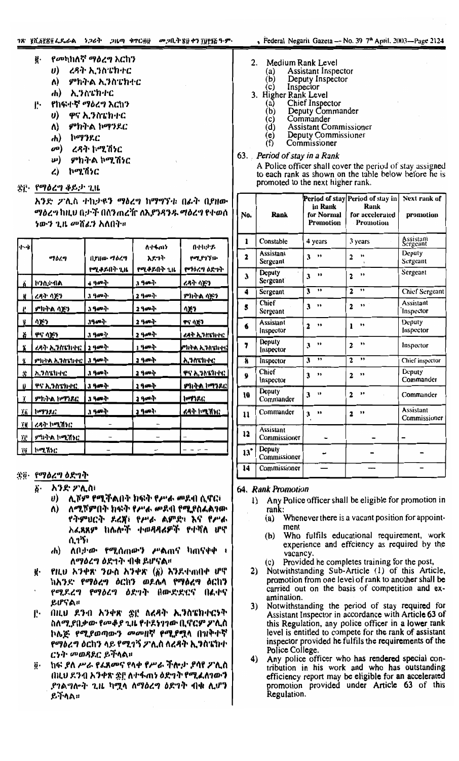፪· የመካከለኛ ማዕረግ እርከን

ሀ) ረዳት ኢንስፔክተር

ለ) ምክትል ኢንስፔክተር

ሐ) ኢንስፔክተር

፫· የከፍተኛ ማዕረግ እርከን

ሀ) ዋና ኢንስፔክተር

ለ) ምክትል ኮማንደር

ሐ) ኮማንደር

መ) ረዳት ኮሚሽነር

ሠ) ምክትል ኮሚሽነር

ረ) ኮሚሽነር

## ፷፫· የማዕረግ ቆይታ ጊዜ

አንድ ፖሊስ ተከታዩን ማዕረግ ከማግኘቱ በፊት በያዘው ማዕረግ ከዚህ በታች በሰንጠረዥ ለእያንዳንዱ ማዕረግ የተወሰነውን ጊዜ መሸፈን አለበት።

| ተ·ቁ | ማዕረግ | በያዘው ማዕረግ የሚቆይበት ጊዜ | ለተፋጠነ እድገት የሚቆይበት ጊዜ | በተከታይ የሚያገኘው የማዕረግ ዕድገት |
|---|---|---|---|---|
| ፩ | ኮንስታብል | 4 ዓመት | 3 ዓመት | ረዳት ሳጅን |
| ፪ | ረዳት ሳጅን | 3 ዓመት | 2 ዓመት | ምክትል ሳጅን |
| ፫ | ምክትል ሳጅን | 3 ዓመት | 2 ዓመት | ሳጅን |
| ፬ | ሳጅን | 3ዓመት | 2 ዓመት | ዋና ሳጅን |
| ፭ | ዋና ሳጅን | 3 ዓመት | 2 ዓመት | ረዳት ኢንስፔክተር |
| ፮ | ረዳት ኢንስፔክተር | 2 ዓመት | 1 ዓመት | ምክትል ኢንስፔክተር |
| ፯ | ምክትል ኢንስፔክተር | 3 ዓመት | 2 ዓመት | ኢንስፔክተር |
| ፰ | ኢንስፔክተር | 3 ዓመት | 2 ዓመት | ዋና ኢንስፔክተር |
| ፱ | ዋና ኢንስፔክተር | 3 ዓመት | 2 ዓመት | ምክትል ኮማንደር |
| ፲ | ምክትል ኮማንደር | 3 ዓመት | 2 ዓመት | ኮማንደር |
| ፲፩ | ኮማንደር | 3 ዓመት | 2 ዓመት | ረዳት ኮሚሽነር |
| ፲፪ | ረዳት ኮሚሽነር | – | – | |
| ፲፫ | ምክትል ኮሚሽነር | – | – | – |
| ፲፬ | ኮሚሽነር | – | – | – – – – |

## ፷፬· የማዕረግ ዕድገት

፩· አንድ ፖሊስ፣

ሀ) ሊሾም የሚችልበት ክፍት የሥራ መደብ ሲኖር፣

ለ) ለሚሾምበት ክፍት የሥራ መደብ የሚያስፈልገው የትምህርት ደረጃ፣ የሥራ ልምድ፣ እና የሥራ አፈጻጸም ከሌሎች ተወዳዳሪዎች የተሻለ ሆኖ ሲገኝ፣

ሐ) ለቦታው የሚሰጠውን ሥልጠና ከጨረሰ፣ ለማዕረግ ዕድገት ብቁ ይሆናል።

፪· የዚህ ደንብ አንቀጽ ንዑስ አንቀጽ (፩) እንደተጠበቀ ሆኖ ከአንድ የማዕረግ ዕርከን ወደሌላ የማዕረግ ዕርከን የሚደረግ የማዕረግ ዕድገት በውድድርና በፈተና ይሆናል።

፫· በዚህ ደንብ አንቀጽ ፷፫ ለረዳት ኢንስፔክተርነት ስለሚያበቃው የመቆያ ጊዜ የተደነገገው ቢኖርም ፖሊስ ኮሌጅ የሚያወጣውን መመዘኛ የሚያሟላ በዝቅተኛ የማዕረግ ዕርከን ላይ የሚገኝ ፖሊስ ለረዳት ኢንስፔክተርነት መወዳደር ይችላል።

፬· ከፍ ያለ ሥራ የፈጸመና የላቀ የሥራ ችሎታ ያሳየ ፖሊስ በዚህ ደንብ አንቀጽ ፷፫ ለተፋጠነ ዕድገት የሚፈለገውን ያገልግሎት ጊዜ ካሟላ ለማዕረግ ዕድገት ብቁ ሊሆን ይችላል።

2. Medium Rank Level
   (a) Assistant Inspector
   (b) Deputy Inspector
   (c) Inspector
3. Higher Rank Level
   (a) Chief Inspector
   (b) Deputy Commander
   (c) Commander
   (d) Assistant Commissioner
   (e) Deputy Commissioner
   (f) Commissioner

## 63. *Period of stay in a Rank*

A Police officer shall cover the period of stay assigned to each rank as shown on the table below before he is promoted to the next higher rank.

| No. | Rank | Period of stay in Rank for Normal Promotion | Period of stay in Rank for accelerated Promotion | Next rank of promotion |
|---|---|---|---|---|
| 1 | Constable | 4 years | 3 years | Assistant Sergeant |
| 2 | Assistant Sergeant | 3 " | 2 " | Deputy Sergeant |
| 3 | Deputy Sergeant | 3 " | 2 " | Sergeant |
| 4 | Sergeant | 3 " | 2 " | Chief Sergeant |
| 5 | Chief Sergeant | 3 " | 2 " | Assistant Inspector |
| 6 | Assistant Inspector | 2 " | 1 " | Deputy Inspector |
| 7 | Deputy Inspector | 3 " | 2 " | Inspector |
| 8 | Inspector | 3 " | 2 " | Chief inspector |
| 9 | Chief Inspector | 3 " | 2 " | Deputy Commander |
| 10 | Deputy Commander | 3 " | 2 " | Commander |
| 11 | Commander | 3 " | 2 " | Assistant Commissioner |
| 12 | Assistant Commissioner | - | - | - |
| 13 | Deputy Commissioner | - | - | - |
| 14 | Commissioner | — | — | - |

## 64. *Rank Promotion*

1) Any Police officer shall be eligible for promotion in rank:
   (a) Whenever there is a vacant position for appointment
   (b) Who fulfils educational requirement, work experience and effciency as required by the vacancy.
   (c) Provided he completes training for the post,
2) Notwithstanding Sub-Article (1) of this Article, promotion from one level of rank to another shall be carried out on the basis of competition and examination.
3) Notwithstanding the period of stay required for Assistant Inspector in accordance with Article 63 of this Regulation, any police officer in a lower rank level is entitled to compete for the rank of assistant inspector provided he fulfils the requirements of the Police College.
4) Any police officer who has rendered special contribution in his work and who has outstanding efficiency report may be eligible for an accelerated promotion provided under Article 63 of this Regulation.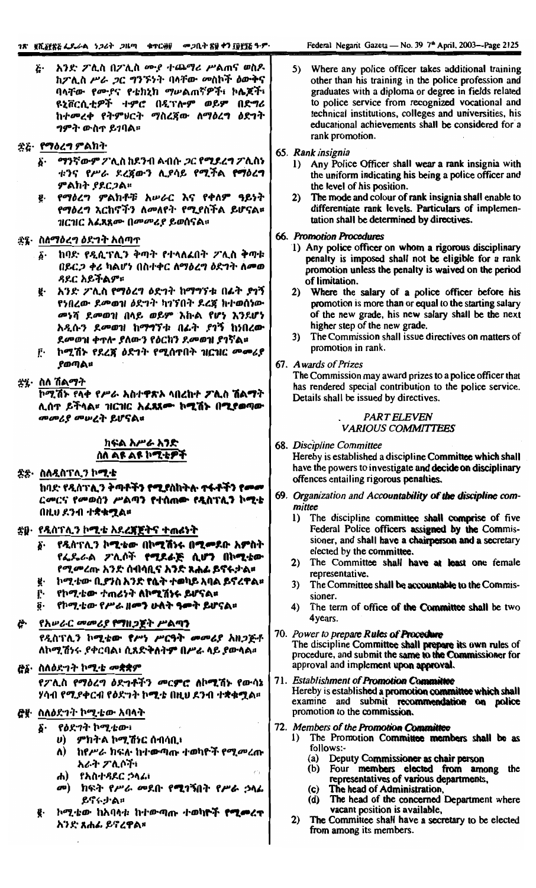፭· አንድ ፖሊስ በፖሊስ ሙያ ተጨማሪ ሥልጠና ወስዶ ከፖሊስ ሥራ ጋር ግንኙነት ባላቸው መስኮች ዕውቅና ባላቸው የሙያና የቴክኒክ ማሠልጠኛዎች፣ ኮሌጆች፣ ዩኒቨርሲቲዎች ተምሮ በዲፕሎማ ወይም በዲግሪ ከተመረቀ የትምህርት ማስረጃው ለማዕረግ ዕድገት ግምት ውስጥ ይገባል።

፷፭· የማዕረግ ምልክት

፩· ማንኛውም ፖሊስ ከደንብ ልብሱ ጋር የሚያደርግ ፖሊስ ቱንና የሥራ ደረጃውን ሊያሳይ የሚችል የማዕረግ ምልክት ያደርጋል።

፪· የማዕረግ ምልክቶቹ አሠራር እና የቀለም ዓይነት የማዕረግ እርከኖችን ለመለየት የሚያስችል ይሆናል። ዝርዝር አፈጻጸሙ በመመሪያ ይወሰናል።

፷፮· ስለማዕረግ ዕድገት አሰጣጥ

፩· ከባድ የዲሲፕሊን ቅጣት የተላለፈበት ፖሊስ ቅጣቱ በይርጋ ቀሪ ካልሆነ በስተቀር ለማዕረግ ዕድገት ለመወዳደር አይችልም።

፪· አንድ ፖሊስ የማዕረግ ዕድገት ከማግኘቱ በፊት ያገኝ የነበረው ደመወዝ ዕድገት ካገኘበት ደረጃ ከተወሰነው መነሻ ደመወዝ በላይ ወይም እኩል የሆነ እንደሆነ አዲሱን ደመወዝ ከማግኘቱ በፊት ያገኝ ከነበረው ደመወዝ ቀጥሎ ያለውን የዕርከን ደመወዝ ያገኛል።

፫· ኮሚሽኑ የደረጃ ዕድገት የሚሰጥበት ዝርዝር መመሪያ ያወጣል።

፷፯· ስለ ሽልማት

ኮሚሽኑ የላቀ የሥራ አስተዋጽኦ ላበረከተ ፖሊስ ሽልማት ሊሰጥ ይችላል። ዝርዝር አፈጻጸሙ ኮሚሽኑ በሚያወጣው መመሪያ መሠረት ይሆናል።

## ክፍል አሥራ አንድ
## ስለ ልዩ ልዩ ኮሚቴዎች

፷፰· ስለዲስፕሊን ኮሚቴ

ከባድ የዲስፕሊን ቅጣቶችን የሚያስከትሉ ጥፋቶችን የመመርመርና የመወሰን ሥልጣን የተሰጠው የዲስፕሊን ኮሚቴ በዚህ ደንብ ተቋቁሟል።

፷፱· የዲስፕሊን ኮሚቴ አደረጃጀትና ተጠሪነት

፩· የዲስፕሊን ኮሚቴው በኮሚሽነሩ በሚመደቡ አምስት የፌዴራል ፖሊሶች የሚያደራጅ ሲሆን በኮሚቴው የሚመረጡ አንድ ሰብሳቢና አንድ ጸሐፊ ይኖሩታል።

፪· ኮሚቴው ቢያንስ አንድ የሴት ተወካይ አባል ይኖረዋል።

፫· የኮሚቴው ተጠሪነት ለኮሚሽነሩ ይሆናል።

፬· የኮሚቴው የሥራ ዘመን ሁለት ዓመት ይሆናል።

፸· የአሠራር መመሪያ የማዘጋጀት ሥልጣን

የዲስፕሊን ኮሚቴው የራሱ ሥርዓት መመሪያ አዘጋጅቶ ለኮሚሽነሩ ያቀርባል፤ ሲጸድቅለትም በሥራ ላይ ያውላል።

፸፩· ስለዕድገት ኮሚቴ መቋቋም

የፖሊስ የማዕረግ ዕድገቶችን መርምሮ ለኮሚሽኑ የውሳኔ ሃሳብ የሚያቀርብ የዕድገት ኮሚቴ በዚህ ደንብ ተቋቁሟል።

፸፪· ስለዕድገት ኮሚቴው አባላት

፩· የዕድገት ኮሚቴው፣

ሀ) ምክትል ኮሚሽነር ሰብሳቢ፣

ለ) ከየሥራ ክፍሉ ከተውጣጡ ተወካዮች የሚመረጡ አራት ፖሊሶች፣

ሐ) የአስተዳደር ኃላፊ፣

መ) ክፍት የሥራ መደቡ የሚገኝበት የሥራ ኃላፊ ይኖሩታል።

፪· ኮሚቴው ከአባላቱ ከተውጣጡ ተወካዮች የሚመረጥ አንድ ጸሐፊ ይኖረዋል።

5) Where any police officer takes additional training other than his training in the police profession and graduates with a diploma or degree in fields related to police service from recognized vocational and technical institutions, colleges and universities, his educational achievements shall be considered for a rank promotion.

65. *Rank insignia*

1) Any Police Officer shall wear a rank insignia with the uniform indicating his being a police officer and the level of his position.

2) The mode and colour of rank insignia shall enable to differentiate rank levels. Particulars of implementation shall be determined by directives.

66. *Promotion Procedures*

1) Any police officer on whom a rigorous disciplinary penalty is imposed shall not be eligible for a rank promotion unless the penalty is waived on the period of limitation.

2) Where the salary of a police officer before his promotion is more than or equal to the starting salary of the new grade, his new salary shall be the next higher step of the new grade.

3) The Commission shall issue directives on matters of promotion in rank.

67. *Awards of Prizes*

The Commission may award prizes to a police officer that has rendered special contribution to the police service. Details shall be issued by directives.

## PART ELEVEN
## VARIOUS COMMITTEES

68. *Discipline Committee*

Hereby is established a discipline Committee which shall have the powers to investigate and decide on disciplinary offences entailing rigorous penalties.

69. *Organization and Accountability of the discipline committee*

1) The discipline committee shall comprise of five Federal Police officers assigned by the Commissioner, and shall have a chairperson and a secretary elected by the committee.

2) The Committee shall have at least one female representative.

3) The Committee shall be accountable to the Commissioner.

4) The term of office of the Committee shall be two 4years.

70. *Power to prepare Rules of Procedure*

The discipline Committee shall prepare its own rules of procedure, and submit the same to the Commissioner for approval and implement upon approval.

71. *Establishment of Promotion Committee*

Hereby is established a promotion committee which shall examine and submit recommendation on police promotion to the commission.

72. *Members of the Promotion Committee*

1) The Promotion Committee members shall be as follows:-

(a) Deputy Commissioner as chair person

(b) Four members elected from among the representatives of various departments,

(c) The head of Administration,

(d) The head of the concerned Department where vacant position is available,

2) The Committee shall have a secretary to be elected from among its members.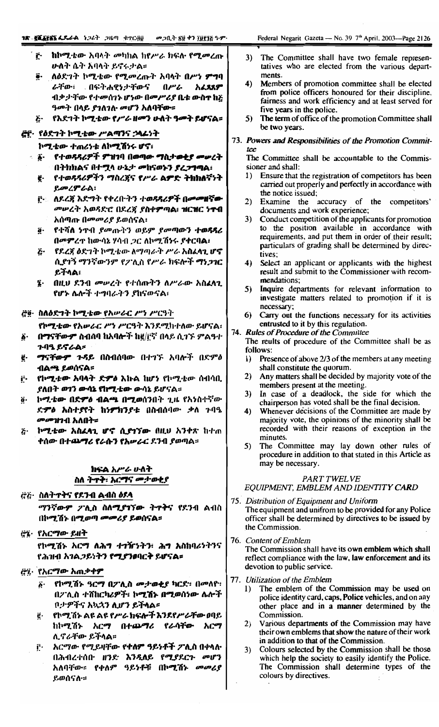፫· ከኮሚቴው አባላት መካከል ከየሥራ ክፍሉ የሚመረጡ ሁለት ሴት አባላት ይኖሩታል።

፬· ለዕድገት ኮሚቴው የሚመረጡት አባላት በሥነ ምግባራቸው፣ በፍትሐዊነታቸውና በሥራ አፈጻጸም ብቃታቸው የተመሰገኑ ሆነው በመሥሪያ ቤቱ ውስጥ ከ፭ ዓመት በላይ ያገለገሉ መሆን አለባቸው።

፭· የዕድገት ኮሚቴው የሥራ ዘመን ሁለት ዓመት ይሆናል።

## ፸፫· የዕድገት ኮሚቴው ሥልጣንና ኃላፊነት

ኮሚቴው ተጠሪነቱ ለኮሚሽነሩ ሆኖ፣

፩· የተወዳዳሪዎች ምዝገባ በወጣው ማስታወቂያ መሠረት በትክክልና በተሟላ ሁኔታ መከናወኑን ያረጋግጣል፤

፪· የተወዳዳሪዎችን ማስረጃና የሥራ ልምድ ትክክለኛነት ይመረምራል፤

፫· ለደረጃ እድገት የቀረቡትን ተወዳዳሪዎች በመመዘኛው መሠረት አወዳድሮ በደረጃ ያስቀምጣል፤ ዝርዝር ነጥብ አሰጣጡ በመመሪያ ይወሰናል፤

፬· የተሻለ ነጥብ ያመጡትን ወይም ያመጣውን ተወዳዳሪ በመምረጥ ከውሳኔ ሃሳብ ጋር ለኮሚሽነሩ ያቀርባል፤

፭· የደረጃ ዕድገት ኮሚቴው ለማጣራት ሥራ አስፈላጊ ሆኖ ሲያገኝ ማንኛውንም የፖሊስ የሥራ ክፍሎች ማነጋገር ይችላል፤

፮· በዚህ ደንብ መሠረት የተሰጡትን ለሥራው አስፈላጊ የሆኑ ሌሎች ተግባራትን ያከናውናል።

## ፸፬· ስለዕድገት ኮሚቴው የአሠራር ሥነ ሥርዓት

የኮሚቴው የአሠራር ሥነ ሥርዓት እንደሚከተለው ይሆናል፤

፩· በማናቸውም ስብሰባ ከአባላት ከ፪/፫ኛ በላይ ሲገኙ ምልዓተ ጉባዔ ይኖራል።

፪· ማናቸውም ጉዳይ በስብሰባው በተገኙ አባላት በድምፅ ብልጫ ይወሰናል።

፫· የኮሚቴው አባላት ድምፅ እኩል ከሆነ የኮሚቴው ሰብሳቢ ያለበት ወገን ውሳኔ የኮሚቴው ውሳኔ ይሆናል።

፬· ኮሚቴው በድምፅ ብልጫ በሚወስንበት ጊዜ የአነስተኛው ድምፅ አስተያየት ከነምክንያቱ በስብሰባው ቃለ ጉባዔ መመዝገብ አለበት።

፭· ኮሚቴው አስፈላጊ ሆኖ ሲያገኘው በዚህ አንቀጽ ከተጠቀሰው በተጨማሪ የራሱን የአሠራር ደንብ ያወጣል።

# ክፍል አሥራ ሁለት
# ስለ ትጥቅ፣ አርማና መታወቂያ

## ፸፭· ስለትጥቅና የደንብ ልብስ ዕደላ

ማንኛውም ፖሊስ ስለሚያገኘው ትጥቅና የደንብ ልብስ በኮሚሽኑ በሚወጣ መመሪያ ይወሰናል።

## ፸፮· የአርማው ይዘት

የኮሚሽኑ አርማ ለሕግ ተገዥነትን፣ ሕግ አስከባሪነትንና የሕዝብ አገልጋይነትን የሚያንፀባርቅ ይሆናል።

## ፸፯· የአርማው አጠቃቀም

፩· የኮሚሽኑ ዓርማ በፖሊስ መታወቂያ ካርድ፣ በመለዮ፣ በፖሊስ ተሽከርካሪዎች፣ ኮሚሽኑ በሚወስነው ሌሎች ቦታዎችና አኳኋን ሊሆን ይችላል።

፪· የኮሚሽኑ ልዩ ልዩ የሥራ ክፍሎች እንደየሥራቸው ፀባይ ከኮሚሽኑ አርማ በተጨማሪ የራሳቸው አርማ ሊኖራቸው ይችላል።

፫· አርማው የሚይዛቸው የቀለም ዓይነቶች ፖሊስ በቀላሉ በሕብረተሰቡ ዘንድ እንዲለይ የሚያደርጉ መሆን አለባቸው። የቀለም ዓይነቶቹ በኮሚሽኑ መመሪያ ይወሰናሉ።

3) The Committee shall have two female representatives who are elected from the various departments.

4) Members of promotion committee shall be elected from police officers honoured for their discipline, fairness and work efficiency and at least served for five years in the police.

5) The term of office of the promotion Committee shall be two years.

## 73. Powers and Responsibilities of the Promotion Committee

The Committee shall be accountable to the Commissioner and shall:

1) Ensure that the registration of competitors has been carried out properly and perfectly in accordance with the notice issued;

2) Examine the accuracy of the competitors' documents and work experience;

3) Conduct competition of the applicants for promotion to the position available in accordance with requirements, and put them in order of their result; particulars of grading shall be determined by directives;

4) Select an applicant or applicants with the highest result and submit to the Commissioner with recommendations;

5) Inquire departments for relevant information to investigate matters related to promotion if it is necessary;

6) Carry out the functions necessary for its activities entrusted to it by this regulation.

## 74. Rules of Procedure of the Committee

The results of procedure of the Committee shall be as follows:

1) Presence of above 2/3 of the members at any meeting shall constitute the quorum.

2) Any matters shall be decided by majority vote of the members present at the meeting.

3) In case of a deadlock, the side for which the chairperson has voted shall be the final decision.

4) Whenever decisions of the Committee are made by majority vote, the opinions of the minority shall be recorded with their reasons of exception in the minutes.

5) The Committee may lay down other rules of procedure in addition to that stated in this Article as may be necessary.

# PART TWELVE
# EQUIPMENT, EMBLEM AND IDENTITY CARD

## 75. Distribution of Equipment and Uniform

The equipment and unifrom to be provided for any Police officer shall be determined by directives to be issued by the Commission.

## 76. Content of Emblem

The Commission shall have its own emblem which shall reflect compliance with the law, law enforcement and its devotion to public service.

## 77. Utilization of the Emblem

1) The emblem of the Commission may be used on police identity card, caps, Police vehicles, and on any other place and in a manner determined by the Commission.

2) Various departments of the Commission may have their own emblems that show the nature of their work in addition to that of the Commission.

3) Colours selected by the Commission shall be those which help the society to easily identify the Police. The Commission shall determine types of the colours by directives.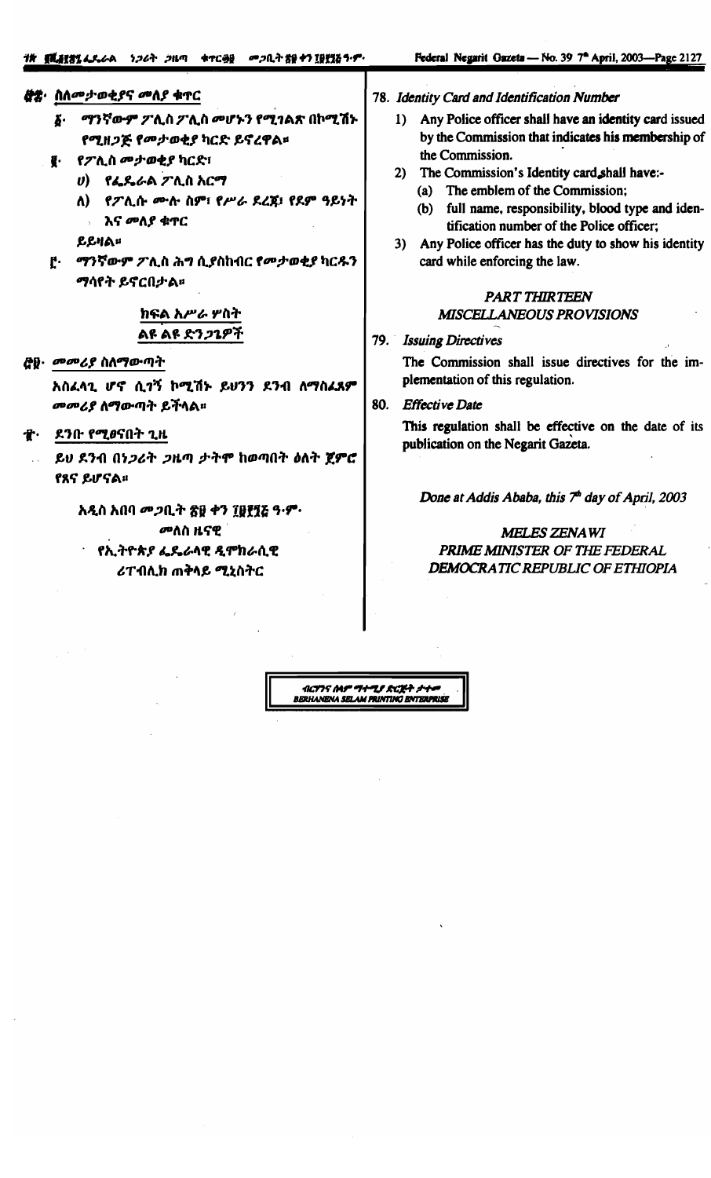### ፸፰· ስለመታወቂያና መለያ ቁጥር

፩· ማንኛውም ፖሊስ ፖሊስ መሆኑን የሚገልጽ በኮሚሽኑ የሚዘጋጅ የመታወቂያ ካርድ ይኖረዋል።

፪· የፖሊስ መታወቂያ ካርድ፣

ሀ) የፌዴራል ፖሊስ አርማ

ለ) የፖሊሱ ሙሉ ስም፣ የሥራ ደረጃ፣ የደም ዓይነት እና መለያ ቁጥር

ይይዛል።

፫· ማንኛውም ፖሊስ ሕግ ሲያስከብር የመታወቂያ ካርዱን ማሳየት ይኖርበታል።

### ክፍል አሥራ ሦስት
### ልዩ ልዩ ድንጋጌዎች

### ፸፱· መመሪያ ስለማውጣት

አስፈላጊ ሆኖ ሲገኝ ኮሚሽኑ ይህንን ደንብ ለማስፈጸም መመሪያ ለማውጣት ይችላል።

### ፹· ደንቡ የሚፀናበት ጊዜ

ይህ ደንብ በነጋሪት ጋዜጣ ታትሞ ከወጣበት ዕለት ጀምሮ የጸና ይሆናል።

አዲስ አበባ መጋቢት ፳፱ ቀን ፲፱፻፺፭ ዓ.ም.

መለስ ዜናዊ

የኢትዮጵያ ፌዴራላዊ ዲሞክራሲያዊ ሪፐብሊክ ጠቅላይ ሚኒስትር

### 78. *Identity Card and Identification Number*

1) Any Police officer shall have an identity card issued by the Commission that indicates his membership of the Commission.

2) The Commission's Identity card shall have:-

   (a) The emblem of the Commission;

   (b) full name, responsibility, blood type and identification number of the Police officer;

3) Any Police officer has the duty to show his identity card while enforcing the law.

### *PART THIRTEEN*
### *MISCELLANEOUS PROVISIONS*

### 79. *Issuing Directives*

The Commission shall issue directives for the implementation of this regulation.

### 80. *Effective Date*

This regulation shall be effective on the date of its publication on the Negarit Gazeta.

*Done at Addis Ababa, this 7th day of April, 2003*

*MELES ZENAWI*

*PRIME MINISTER OF THE FEDERAL DEMOCRATIC REPUBLIC OF ETHIOPIA*

ብርሃንና ሰላም ማተሚያ ድርጅት ታተመ
BERHANENA SELAM PRINTING ENTERPRISE